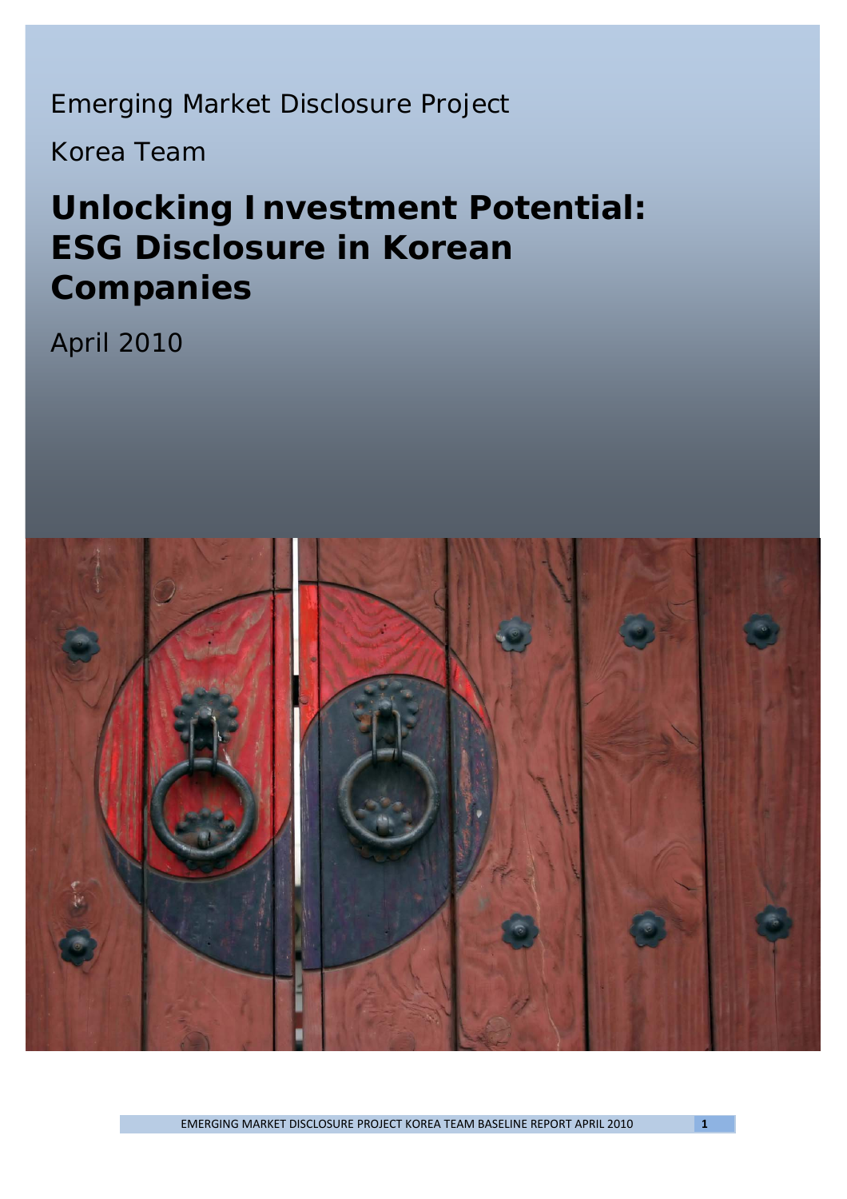Emerging Market Disclosure Project

Korea Team

# Unlocking Investment Potential: ESG Disclosure in Korean Companies

April 2010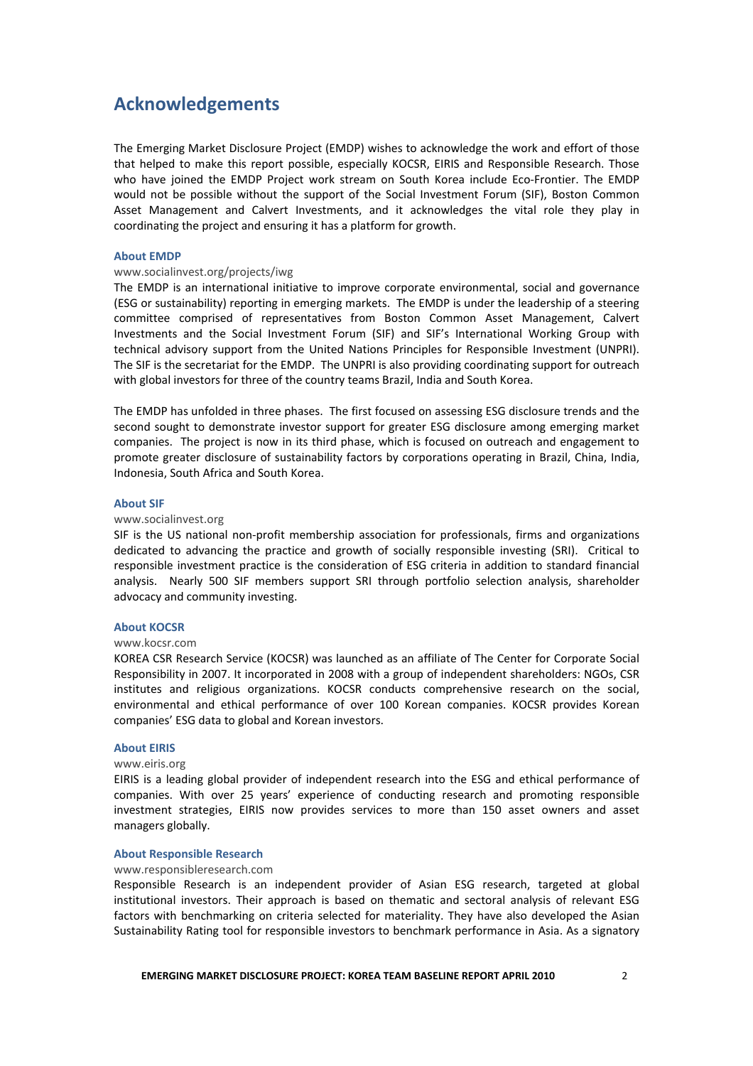# Acknowledgements

The Emerging Market Disclosure Project (EMDP) wishes to acknowledge the work and effort of those that helped to make this report possible, especially KOCSR, EIRIS and Responsible Research. Those who have joined the EMDP Project work stream on South Korea include Eco-Frontier. The EMDP would not be possible without the support of the Social Investment Forum (SIF), Boston Common Asset Management and Calvert Investments, and it acknowledges the vital role they play in coordinating the project and ensuring it has a platform for growth.

### About EMDP

www.socialinvest.org/projects/iwg

The EMDP is an international initiative to improve corporate environmental, social and governance (ESG or sustainability) reporting in emerging markets. The EMDP is under the leadership of a steering committee comprised of representatives from Boston Common Asset Management, Calvert Investments and the Social Investment Forum (SIF) and SIF's International Working Group with technical advisory support from the United Nations Principles for Responsible Investment (UNPRI). The SIF is the secretariat for the EMDP. The UNPRI is also providing coordinating support for outreach with global investors for three of the country teams Brazil, India and South Korea.

The EMDP has unfolded in three phases. The first focused on assessing ESG disclosure trends and the second sought to demonstrate investor support for greater ESG disclosure among emerging market companies. The project is now in its third phase, which is focused on outreach and engagement to promote greater disclosure of sustainability factors by corporations operating in Brazil, China, India, Indonesia, South Africa and South Korea.

### About SIF

www.socialinvest.org

SIF is the US national non-profit membership association for professionals, firms and organizations dedicated to advancing the practice and growth of socially responsible investing (SRI). Critical to responsible investment practice is the consideration of ESG criteria in addition to standard financial analysis. Nearly 500 SIF members support SRI through portfolio selection analysis, shareholder advocacy and community investing.

### About KOCSR

www.kocsr.com

KOREA CSR Research Service (KOCSR) was launched as an affiliate of The Center for Corporate Social Responsibility in 2007. It incorporated in 2008 with a group of independent shareholders: NGOs, CSR institutes and religious organizations. KOCSR conducts comprehensive research on the social, environmental and ethical performance of over 100 Korean companies. KOCSR provides Korean companies' ESG data to global and Korean investors.

### About EIRIS

www.eiris.org

EIRIS is a leading global provider of independent research into the ESG and ethical performance of companies. With over 25 years' experience of conducting research and promoting responsible investment strategies, EIRIS now provides services to more than 150 asset owners and asset managers globally.

### About Responsible Research

www.responsibleresearch.com

Responsible Research is an independent provider of Asian ESG research, targeted at global institutional investors. Their approach is based on thematic and sectoral analysis of relevant ESG factors with benchmarking on criteria selected for materiality. They have also developed the Asian Sustainability Rating tool for responsible investors to benchmark performance in Asia. As a signatory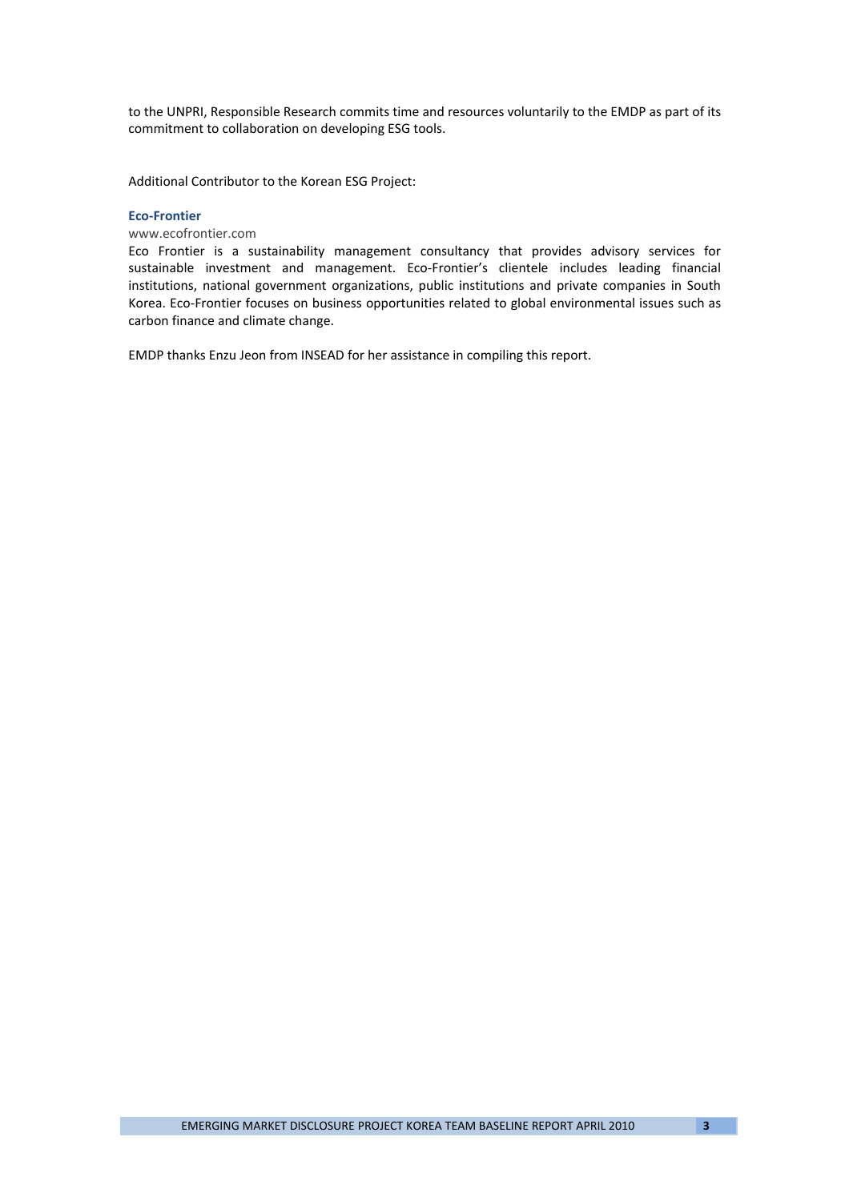to the UNPRI, Responsible Research commits time and resources voluntarily to the EMDP as part of its commitment to collaboration on developing ESG tools.

Additional Contributor to the Korean ESG Project:

**Eco-Frontier**

www.ecofrontier.com

Eco Frontier is a sustainability management consultancy that provides advisory services for sustainable investment and management. Eco-Frontier's clientele includes leading financial institutions, national government organizations, public institutions and private companies in South Korea. Eco-Frontier focuses on business opportunities related to global environmental issues such as carbon finance and climate change.

EMDP thanks Enzu Jeon from INSEAD for her assistance in compiling this report.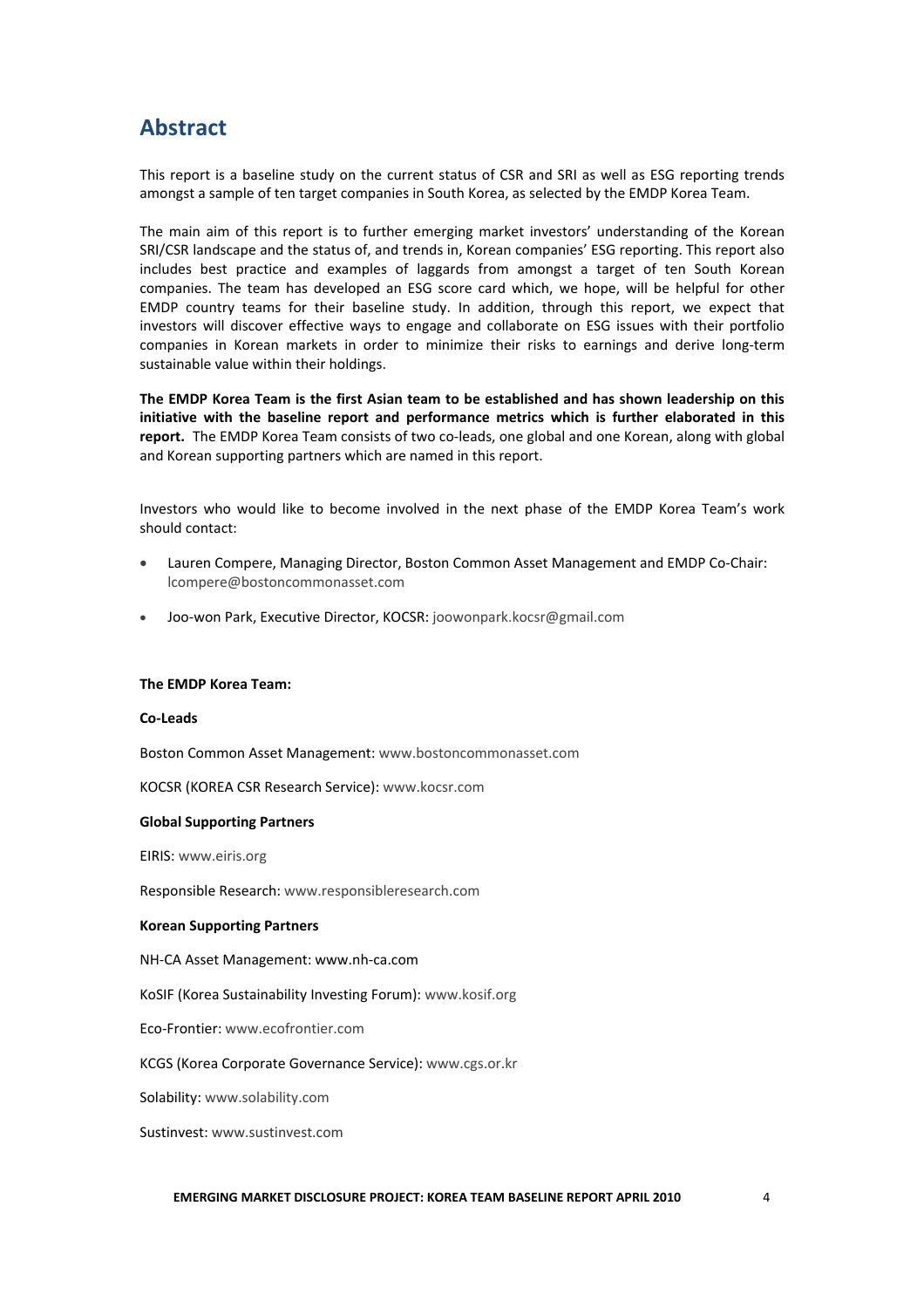# Abstract

This report is a baseline study on the current status of CSR and SRI as well as ESG reporting trends amongst a sample of ten target companies in South Korea, as selected by the EMDP Korea Team.

The main aim of this report is to further emerging market investors' understanding of the Korean SRI/CSR landscape and the status of, and trends in, Korean companies' ESG reporting. This report also includes best practice and examples of laggards from amongst a target of ten South Korean companies. The team has developed an ESG score card which, we hope, will be helpful for other EMDP country teams for their baseline study. In addition, through this report, we expect that investors will discover effective ways to engage and collaborate on ESG issues with their portfolio companies in Korean markets in order to minimize their risks to earnings and derive long-term sustainable value within their holdings.

**The EMDP Korea Team is the first Asian team to be established and has shown leadership on this initiative with the baseline report and performance metrics which is further elaborated in this report.** The EMDP Korea Team consists of two co-leads, one global and one Korean, along with global and Korean supporting partners which are named in this report.

Investors who would like to become involved in the next phase of the EMDP Korea Team's work should contact:

- Lauren Compere, Managing Director, Boston Common Asset Management and EMDP Co-Chair: lcompere@bostoncommonasset.com
- Joo-won Park, Executive Director, KOCSR: joowonpark.kocsr@gmail.com

**The EMDP Korea Team:**

**Co-Leads**

Boston Common Asset Management: www.bostoncommonasset.com

KOCSR (KOREA CSR Research Service): www.kocsr.com

**Global Supporting Partners**

EIRIS: www.eiris.org

Responsible Research: www.responsibleresearch.com

**Korean Supporting Partners**

NH-CA Asset Management: www.nh-ca.com

KoSIF (Korea Sustainability Investing Forum): www.kosif.org

Eco-Frontier: www.ecofrontier.com

KCGS (Korea Corporate Governance Service): www.cgs.or.kr

Solability: www.solability.com

Sustinvest: www.sustinvest.com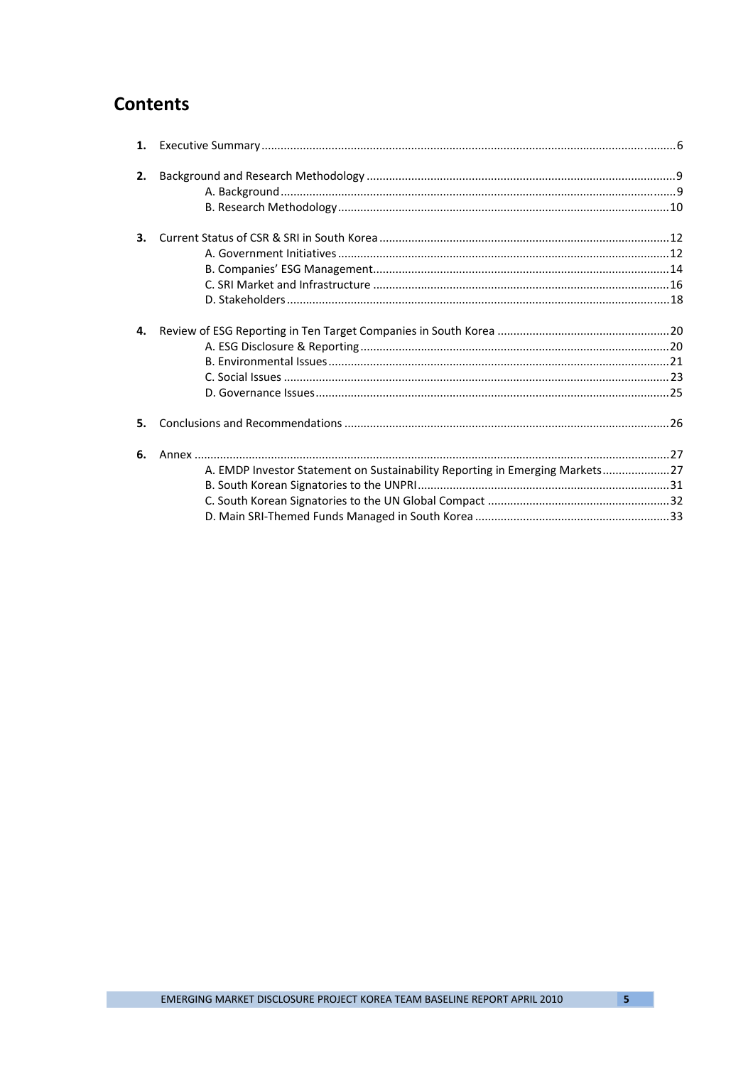# Contents

1. **Executive Summary** ..... 6

2. **Background and Research Methodology** ..... 9
   - A. Background ..... 9
   - B. Research Methodology ..... 10

3. **Current Status of CSR & SRI in South Korea** ..... 12
   - A. Government Initiatives ..... 12
   - B. Companies' ESG Management ..... 14
   - C. SRI Market and Infrastructure ..... 16
   - D. Stakeholders ..... 18

4. **Review of ESG Reporting in Ten Target Companies in South Korea** ..... 20
   - A. ESG Disclosure & Reporting ..... 20
   - B. Environmental Issues ..... 21
   - C. Social Issues ..... 23
   - D. Governance Issues ..... 25

5. **Conclusions and Recommendations** ..... 26

6. **Annex** ..... 27
   - A. EMDP Investor Statement on Sustainability Reporting in Emerging Markets ..... 27
   - B. South Korean Signatories to the UNPRI ..... 31
   - C. South Korean Signatories to the UN Global Compact ..... 32
   - D. Main SRI-Themed Funds Managed in South Korea ..... 33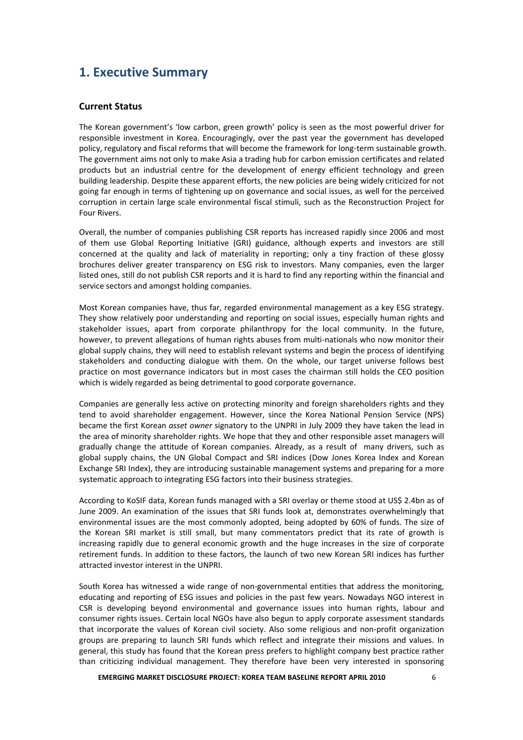# 1. Executive Summary

## Current Status

The Korean government's 'low carbon, green growth' policy is seen as the most powerful driver for responsible investment in Korea. Encouragingly, over the past year the government has developed policy, regulatory and fiscal reforms that will become the framework for long-term sustainable growth. The government aims not only to make Asia a trading hub for carbon emission certificates and related products but an industrial centre for the development of energy efficient technology and green building leadership. Despite these apparent efforts, the new policies are being widely criticized for not going far enough in terms of tightening up on governance and social issues, as well for the perceived corruption in certain large scale environmental fiscal stimuli, such as the Reconstruction Project for Four Rivers.

Overall, the number of companies publishing CSR reports has increased rapidly since 2006 and most of them use Global Reporting Initiative (GRI) guidance, although experts and investors are still concerned at the quality and lack of materiality in reporting; only a tiny fraction of these glossy brochures deliver greater transparency on ESG risk to investors. Many companies, even the larger listed ones, still do not publish CSR reports and it is hard to find any reporting within the financial and service sectors and amongst holding companies.

Most Korean companies have, thus far, regarded environmental management as a key ESG strategy. They show relatively poor understanding and reporting on social issues, especially human rights and stakeholder issues, apart from corporate philanthropy for the local community. In the future, however, to prevent allegations of human rights abuses from multi-nationals who now monitor their global supply chains, they will need to establish relevant systems and begin the process of identifying stakeholders and conducting dialogue with them. On the whole, our target universe follows best practice on most governance indicators but in most cases the chairman still holds the CEO position which is widely regarded as being detrimental to good corporate governance.

Companies are generally less active on protecting minority and foreign shareholders rights and they tend to avoid shareholder engagement. However, since the Korea National Pension Service (NPS) became the first Korean *asset owner* signatory to the UNPRI in July 2009 they have taken the lead in the area of minority shareholder rights. We hope that they and other responsible asset managers will gradually change the attitude of Korean companies. Already, as a result of many drivers, such as global supply chains, the UN Global Compact and SRI indices (Dow Jones Korea Index and Korean Exchange SRI Index), they are introducing sustainable management systems and preparing for a more systematic approach to integrating ESG factors into their business strategies.

According to KoSIF data, Korean funds managed with a SRI overlay or theme stood at US$ 2.4bn as of June 2009. An examination of the issues that SRI funds look at, demonstrates overwhelmingly that environmental issues are the most commonly adopted, being adopted by 60% of funds. The size of the Korean SRI market is still small, but many commentators predict that its rate of growth is increasing rapidly due to general economic growth and the huge increases in the size of corporate retirement funds. In addition to these factors, the launch of two new Korean SRI indices has further attracted investor interest in the UNPRI.

South Korea has witnessed a wide range of non-governmental entities that address the monitoring, educating and reporting of ESG issues and policies in the past few years. Nowadays NGO interest in CSR is developing beyond environmental and governance issues into human rights, labour and consumer rights issues. Certain local NGOs have also begun to apply corporate assessment standards that incorporate the values of Korean civil society. Also some religious and non-profit organization groups are preparing to launch SRI funds which reflect and integrate their missions and values. In general, this study has found that the Korean press prefers to highlight company best practice rather than criticizing individual management. They therefore have been very interested in sponsoring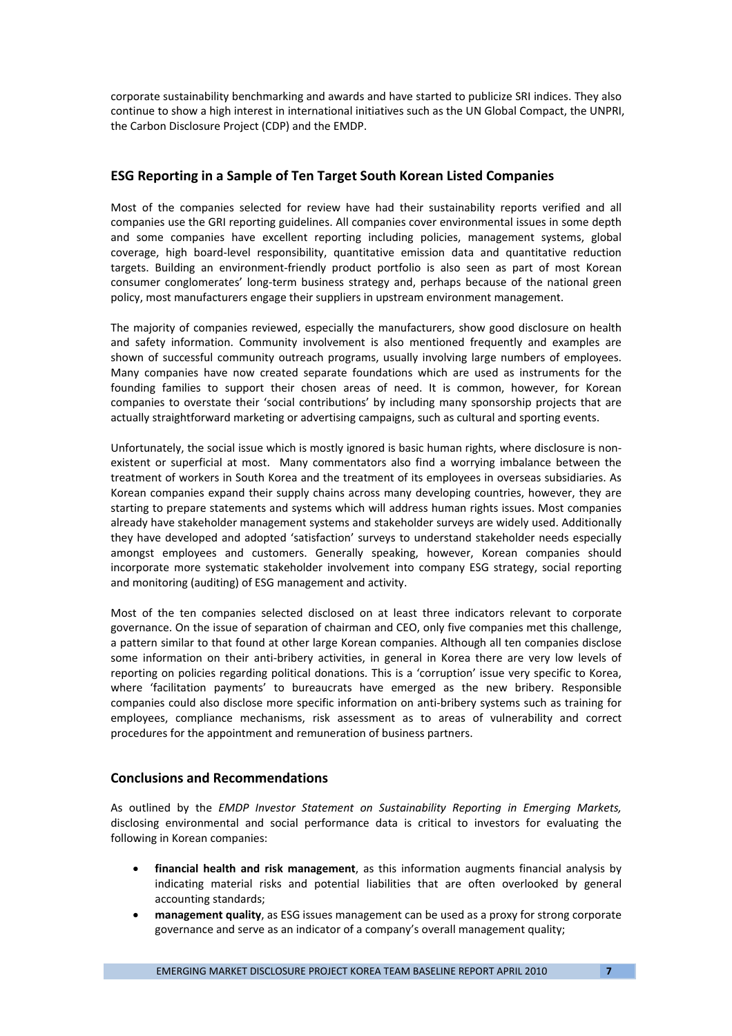corporate sustainability benchmarking and awards and have started to publicize SRI indices. They also continue to show a high interest in international initiatives such as the UN Global Compact, the UNPRI, the Carbon Disclosure Project (CDP) and the EMDP.

## ESG Reporting in a Sample of Ten Target South Korean Listed Companies

Most of the companies selected for review have had their sustainability reports verified and all companies use the GRI reporting guidelines. All companies cover environmental issues in some depth and some companies have excellent reporting including policies, management systems, global coverage, high board-level responsibility, quantitative emission data and quantitative reduction targets. Building an environment-friendly product portfolio is also seen as part of most Korean consumer conglomerates' long-term business strategy and, perhaps because of the national green policy, most manufacturers engage their suppliers in upstream environment management.

The majority of companies reviewed, especially the manufacturers, show good disclosure on health and safety information. Community involvement is also mentioned frequently and examples are shown of successful community outreach programs, usually involving large numbers of employees. Many companies have now created separate foundations which are used as instruments for the founding families to support their chosen areas of need. It is common, however, for Korean companies to overstate their 'social contributions' by including many sponsorship projects that are actually straightforward marketing or advertising campaigns, such as cultural and sporting events.

Unfortunately, the social issue which is mostly ignored is basic human rights, where disclosure is non-existent or superficial at most. Many commentators also find a worrying imbalance between the treatment of workers in South Korea and the treatment of its employees in overseas subsidiaries. As Korean companies expand their supply chains across many developing countries, however, they are starting to prepare statements and systems which will address human rights issues. Most companies already have stakeholder management systems and stakeholder surveys are widely used. Additionally they have developed and adopted 'satisfaction' surveys to understand stakeholder needs especially amongst employees and customers. Generally speaking, however, Korean companies should incorporate more systematic stakeholder involvement into company ESG strategy, social reporting and monitoring (auditing) of ESG management and activity.

Most of the ten companies selected disclosed on at least three indicators relevant to corporate governance. On the issue of separation of chairman and CEO, only five companies met this challenge, a pattern similar to that found at other large Korean companies. Although all ten companies disclose some information on their anti-bribery activities, in general in Korea there are very low levels of reporting on policies regarding political donations. This is a 'corruption' issue very specific to Korea, where 'facilitation payments' to bureaucrats have emerged as the new bribery. Responsible companies could also disclose more specific information on anti-bribery systems such as training for employees, compliance mechanisms, risk assessment as to areas of vulnerability and correct procedures for the appointment and remuneration of business partners.

## Conclusions and Recommendations

As outlined by the *EMDP Investor Statement on Sustainability Reporting in Emerging Markets,* disclosing environmental and social performance data is critical to investors for evaluating the following in Korean companies:

- **financial health and risk management**, as this information augments financial analysis by indicating material risks and potential liabilities that are often overlooked by general accounting standards;
- **management quality**, as ESG issues management can be used as a proxy for strong corporate governance and serve as an indicator of a company's overall management quality;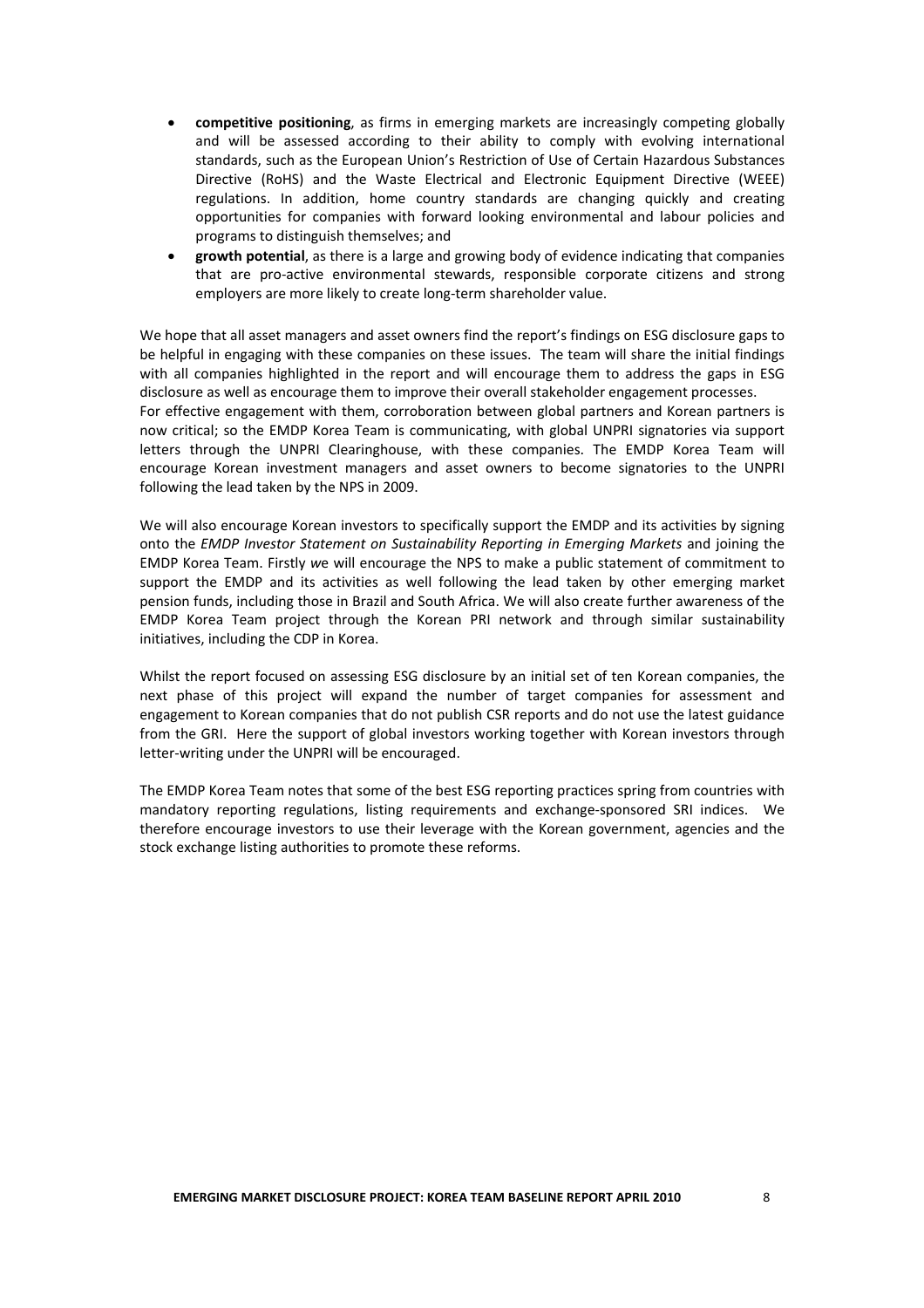- **competitive positioning**, as firms in emerging markets are increasingly competing globally and will be assessed according to their ability to comply with evolving international standards, such as the European Union's Restriction of Use of Certain Hazardous Substances Directive (RoHS) and the Waste Electrical and Electronic Equipment Directive (WEEE) regulations. In addition, home country standards are changing quickly and creating opportunities for companies with forward looking environmental and labour policies and programs to distinguish themselves; and
- **growth potential**, as there is a large and growing body of evidence indicating that companies that are pro-active environmental stewards, responsible corporate citizens and strong employers are more likely to create long-term shareholder value.

We hope that all asset managers and asset owners find the report's findings on ESG disclosure gaps to be helpful in engaging with these companies on these issues. The team will share the initial findings with all companies highlighted in the report and will encourage them to address the gaps in ESG disclosure as well as encourage them to improve their overall stakeholder engagement processes.
For effective engagement with them, corroboration between global partners and Korean partners is now critical; so the EMDP Korea Team is communicating, with global UNPRI signatories via support letters through the UNPRI Clearinghouse, with these companies. The EMDP Korea Team will encourage Korean investment managers and asset owners to become signatories to the UNPRI following the lead taken by the NPS in 2009.

We will also encourage Korean investors to specifically support the EMDP and its activities by signing onto the *EMDP Investor Statement on Sustainability Reporting in Emerging Markets* and joining the EMDP Korea Team. Firstly *w*e will encourage the NPS to make a public statement of commitment to support the EMDP and its activities as well following the lead taken by other emerging market pension funds, including those in Brazil and South Africa. We will also create further awareness of the EMDP Korea Team project through the Korean PRI network and through similar sustainability initiatives, including the CDP in Korea.

Whilst the report focused on assessing ESG disclosure by an initial set of ten Korean companies, the next phase of this project will expand the number of target companies for assessment and engagement to Korean companies that do not publish CSR reports and do not use the latest guidance from the GRI. Here the support of global investors working together with Korean investors through letter-writing under the UNPRI will be encouraged.

The EMDP Korea Team notes that some of the best ESG reporting practices spring from countries with mandatory reporting regulations, listing requirements and exchange-sponsored SRI indices. We therefore encourage investors to use their leverage with the Korean government, agencies and the stock exchange listing authorities to promote these reforms.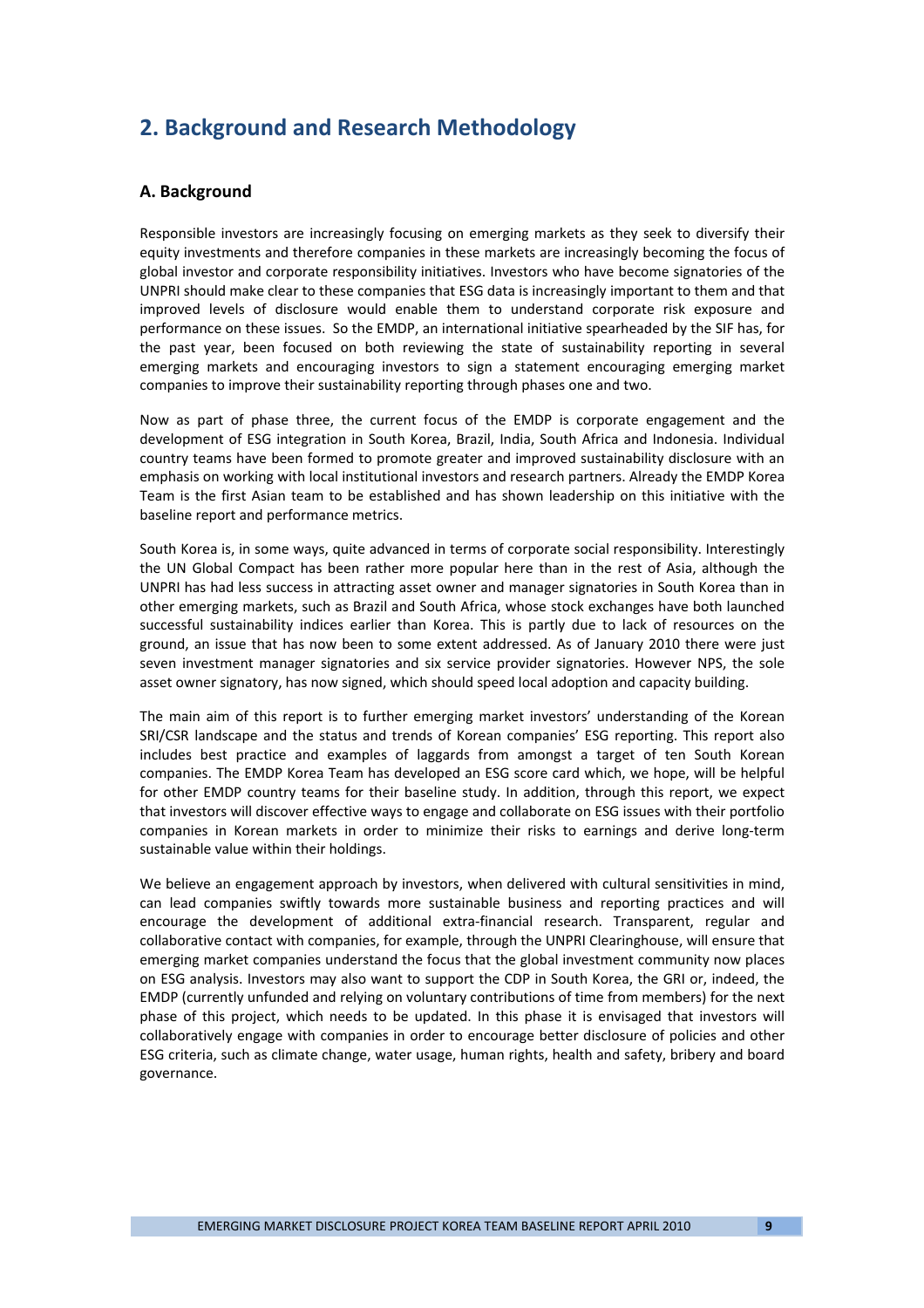## 2. Background and Research Methodology

### A. Background

Responsible investors are increasingly focusing on emerging markets as they seek to diversify their equity investments and therefore companies in these markets are increasingly becoming the focus of global investor and corporate responsibility initiatives. Investors who have become signatories of the UNPRI should make clear to these companies that ESG data is increasingly important to them and that improved levels of disclosure would enable them to understand corporate risk exposure and performance on these issues. So the EMDP, an international initiative spearheaded by the SIF has, for the past year, been focused on both reviewing the state of sustainability reporting in several emerging markets and encouraging investors to sign a statement encouraging emerging market companies to improve their sustainability reporting through phases one and two.

Now as part of phase three, the current focus of the EMDP is corporate engagement and the development of ESG integration in South Korea, Brazil, India, South Africa and Indonesia. Individual country teams have been formed to promote greater and improved sustainability disclosure with an emphasis on working with local institutional investors and research partners. Already the EMDP Korea Team is the first Asian team to be established and has shown leadership on this initiative with the baseline report and performance metrics.

South Korea is, in some ways, quite advanced in terms of corporate social responsibility. Interestingly the UN Global Compact has been rather more popular here than in the rest of Asia, although the UNPRI has had less success in attracting asset owner and manager signatories in South Korea than in other emerging markets, such as Brazil and South Africa, whose stock exchanges have both launched successful sustainability indices earlier than Korea. This is partly due to lack of resources on the ground, an issue that has now been to some extent addressed. As of January 2010 there were just seven investment manager signatories and six service provider signatories. However NPS, the sole asset owner signatory, has now signed, which should speed local adoption and capacity building.

The main aim of this report is to further emerging market investors' understanding of the Korean SRI/CSR landscape and the status and trends of Korean companies' ESG reporting. This report also includes best practice and examples of laggards from amongst a target of ten South Korean companies. The EMDP Korea Team has developed an ESG score card which, we hope, will be helpful for other EMDP country teams for their baseline study. In addition, through this report, we expect that investors will discover effective ways to engage and collaborate on ESG issues with their portfolio companies in Korean markets in order to minimize their risks to earnings and derive long-term sustainable value within their holdings.

We believe an engagement approach by investors, when delivered with cultural sensitivities in mind, can lead companies swiftly towards more sustainable business and reporting practices and will encourage the development of additional extra-financial research. Transparent, regular and collaborative contact with companies, for example, through the UNPRI Clearinghouse, will ensure that emerging market companies understand the focus that the global investment community now places on ESG analysis. Investors may also want to support the CDP in South Korea, the GRI or, indeed, the EMDP (currently unfunded and relying on voluntary contributions of time from members) for the next phase of this project, which needs to be updated. In this phase it is envisaged that investors will collaboratively engage with companies in order to encourage better disclosure of policies and other ESG criteria, such as climate change, water usage, human rights, health and safety, bribery and board governance.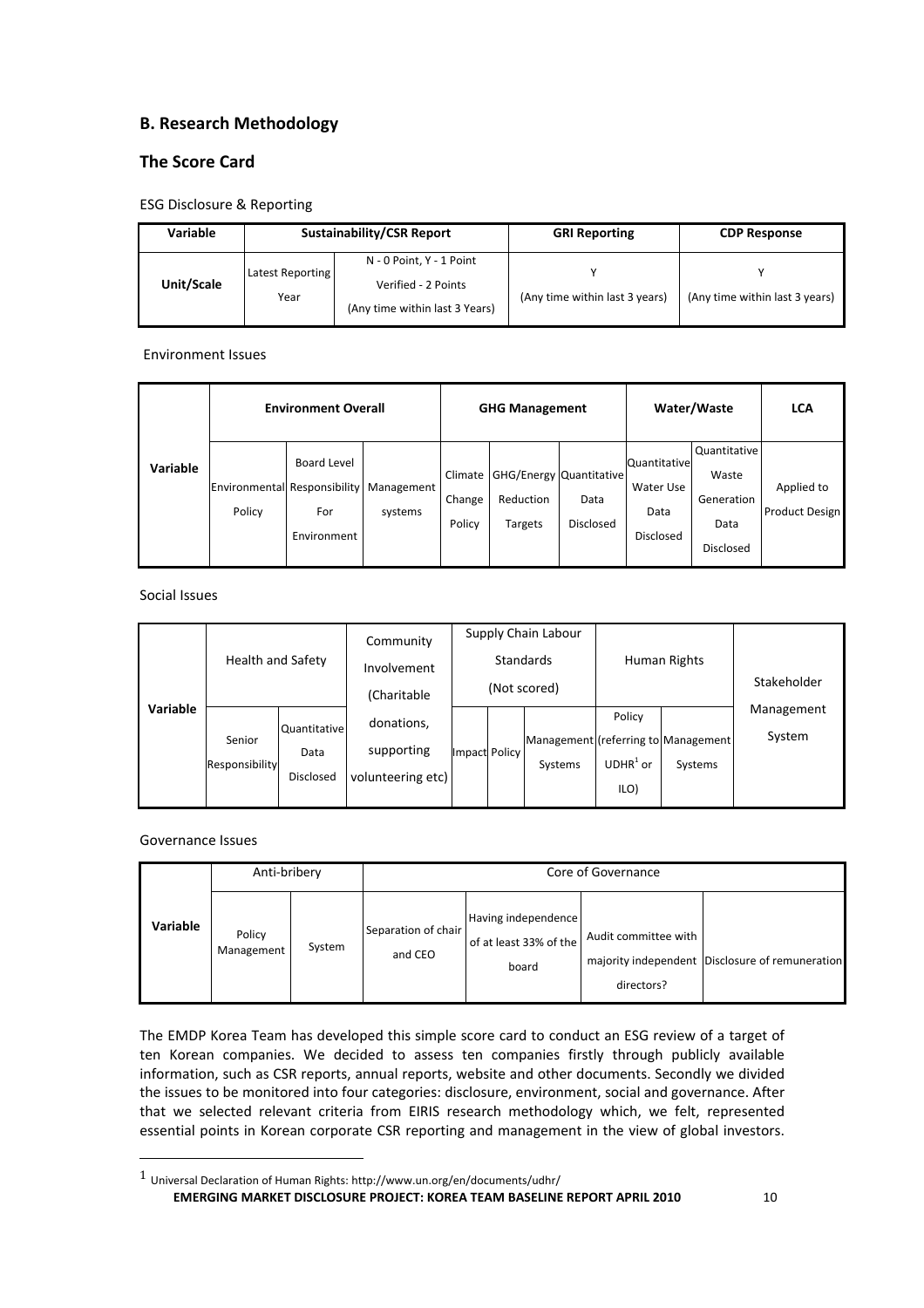## B. Research Methodology

## The Score Card

ESG Disclosure & Reporting

| Variable | Sustainability/CSR Report | | GRI Reporting | CDP Response |
|---|---|---|---|---|
| Unit/Scale | Latest Reporting Year | N - 0 Point, Y - 1 Point<br>Verified - 2 Points<br>(Any time within last 3 Years) | Y<br>(Any time within last 3 years) | Y<br>(Any time within last 3 years) |

Environment Issues

| | Environment Overall | | | GHG Management | | | Water/Waste | | LCA |
|---|---|---|---|---|---|---|---|---|---|
| Variable | Environmental Policy | Board Level Responsibility For Environment | Management systems | Climate Change Policy | GHG/Energy Reduction Targets | Quantitative Data Disclosed | Quantitative Water Use Data Disclosed | Quantitative Waste Generation Data Disclosed | Applied to Product Design |

Social Issues

| | Health and Safety | | Community Involvement (Charitable donations, supporting volunteering etc) | Supply Chain Labour Standards (Not scored) | | | Human Rights | | Stakeholder Management System |
|---|---|---|---|---|---|---|---|---|---|
| Variable | Senior Responsibility | Quantitative Data Disclosed | | Impact | Policy | Management Systems | Policy (referring to UDHR[1] or ILO) | Management Systems | |

Governance Issues

| | Anti-bribery | | Core of Governance | | | |
|---|---|---|---|---|---|---|
| Variable | Policy Management | System | Separation of chair and CEO | Having independence of at least 33% of the board | Audit committee with majority independent directors? | Disclosure of remuneration |

The EMDP Korea Team has developed this simple score card to conduct an ESG review of a target of ten Korean companies. We decided to assess ten companies firstly through publicly available information, such as CSR reports, annual reports, website and other documents. Secondly we divided the issues to be monitored into four categories: disclosure, environment, social and governance. After that we selected relevant criteria from EIRIS research methodology which, we felt, represented essential points in Korean corporate CSR reporting and management in the view of global investors.

[1] Universal Declaration of Human Rights: http://www.un.org/en/documents/udhr/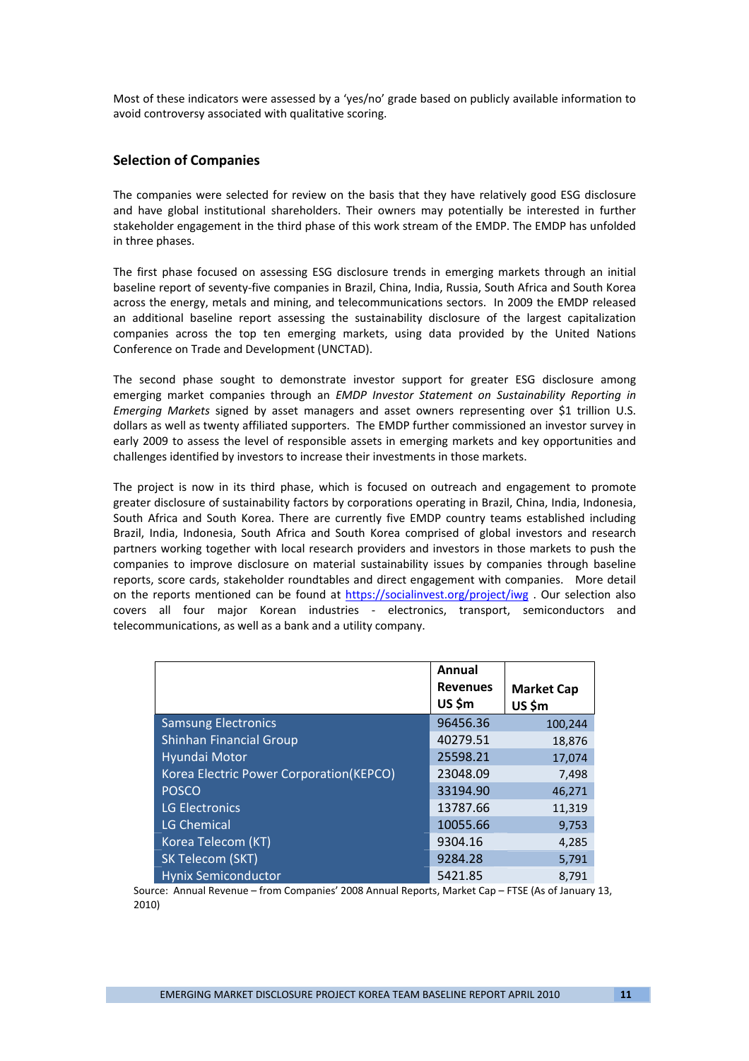Most of these indicators were assessed by a 'yes/no' grade based on publicly available information to avoid controversy associated with qualitative scoring.

## Selection of Companies

The companies were selected for review on the basis that they have relatively good ESG disclosure and have global institutional shareholders. Their owners may potentially be interested in further stakeholder engagement in the third phase of this work stream of the EMDP. The EMDP has unfolded in three phases.

The first phase focused on assessing ESG disclosure trends in emerging markets through an initial baseline report of seventy-five companies in Brazil, China, India, Russia, South Africa and South Korea across the energy, metals and mining, and telecommunications sectors. In 2009 the EMDP released an additional baseline report assessing the sustainability disclosure of the largest capitalization companies across the top ten emerging markets, using data provided by the United Nations Conference on Trade and Development (UNCTAD).

The second phase sought to demonstrate investor support for greater ESG disclosure among emerging market companies through an *EMDP Investor Statement on Sustainability Reporting in Emerging Markets* signed by asset managers and asset owners representing over $1 trillion U.S. dollars as well as twenty affiliated supporters. The EMDP further commissioned an investor survey in early 2009 to assess the level of responsible assets in emerging markets and key opportunities and challenges identified by investors to increase their investments in those markets.

The project is now in its third phase, which is focused on outreach and engagement to promote greater disclosure of sustainability factors by corporations operating in Brazil, China, India, Indonesia, South Africa and South Korea. There are currently five EMDP country teams established including Brazil, India, Indonesia, South Africa and South Korea comprised of global investors and research partners working together with local research providers and investors in those markets to push the companies to improve disclosure on material sustainability issues by companies through baseline reports, score cards, stakeholder roundtables and direct engagement with companies. More detail on the reports mentioned can be found at https://socialinvest.org/project/iwg . Our selection also covers all four major Korean industries - electronics, transport, semiconductors and telecommunications, as well as a bank and a utility company.

| | Annual Revenues US $m | Market Cap US $m |
|---|---|---|
| Samsung Electronics | 96456.36 | 100,244 |
| Shinhan Financial Group | 40279.51 | 18,876 |
| Hyundai Motor | 25598.21 | 17,074 |
| Korea Electric Power Corporation(KEPCO) | 23048.09 | 7,498 |
| POSCO | 33194.90 | 46,271 |
| LG Electronics | 13787.66 | 11,319 |
| LG Chemical | 10055.66 | 9,753 |
| Korea Telecom (KT) | 9304.16 | 4,285 |
| SK Telecom (SKT) | 9284.28 | 5,791 |
| Hynix Semiconductor | 5421.85 | 8,791 |

Source: Annual Revenue – from Companies' 2008 Annual Reports, Market Cap – FTSE (As of January 13, 2010)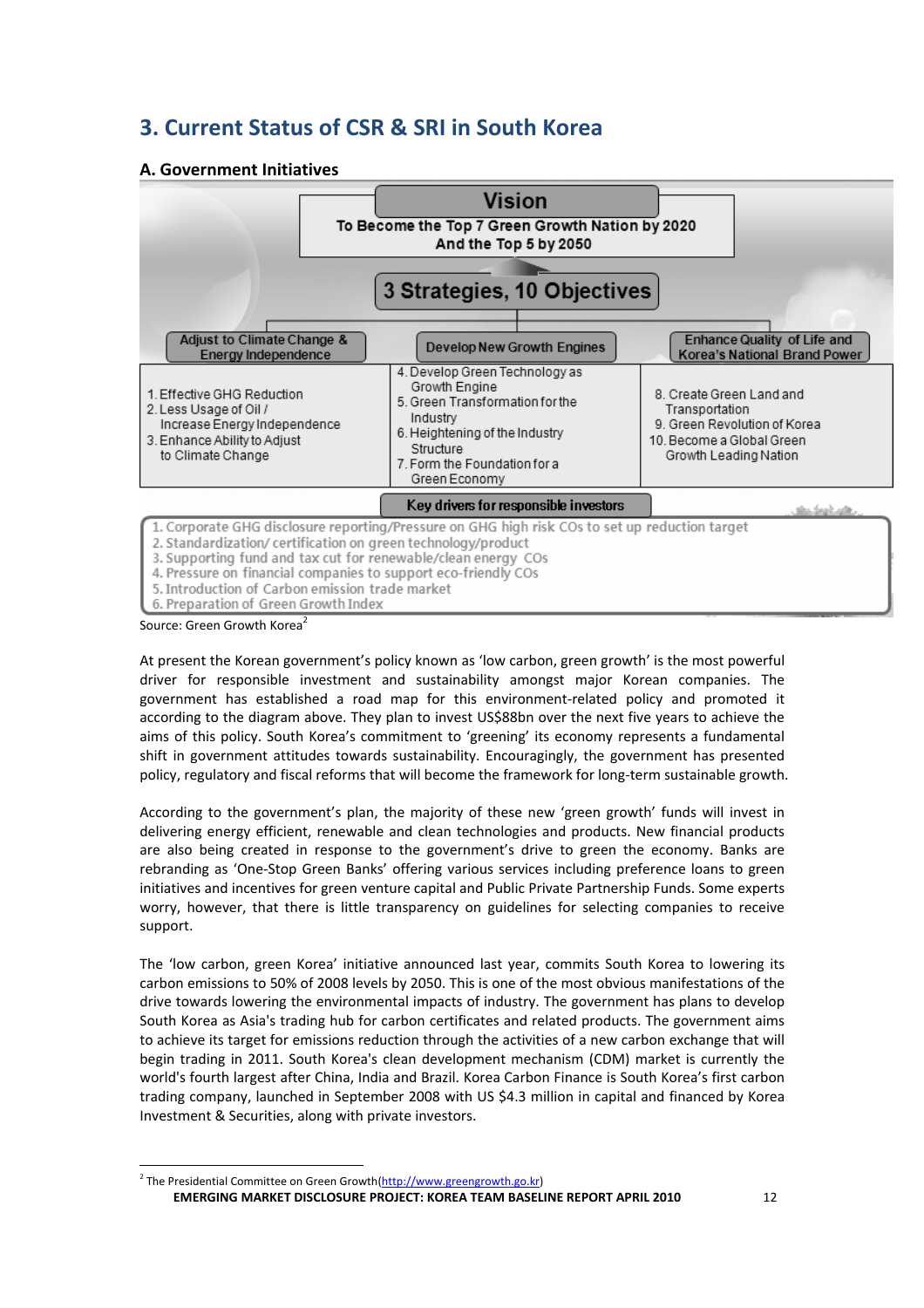## 3. Current Status of CSR & SRI in South Korea

### A. Government Initiatives

**Vision**

To Become the Top 7 Green Growth Nation by 2020
And the Top 5 by 2050

**3 Strategies, 10 Objectives**

| Adjust to Climate Change & Energy Independence | Develop New Growth Engines | Enhance Quality of Life and Korea's National Brand Power |
|---|---|---|
| 1. Effective GHG Reduction<br>2. Less Usage of Oil / Increase Energy Independence<br>3. Enhance Ability to Adjust to Climate Change | 4. Develop Green Technology as Growth Engine<br>5. Green Transformation for the Industry<br>6. Heightening of the Industry Structure<br>7. Form the Foundation for a Green Economy | 8. Create Green Land and Transportation<br>9. Green Revolution of Korea<br>10. Become a Global Green Growth Leading Nation |

**Key drivers for responsible investors**

1. Corporate GHG disclosure reporting/Pressure on GHG high risk COs to set up reduction target
2. Standardization/ certification on green technology/product
3. Supporting fund and tax cut for renewable/clean energy COs
4. Pressure on financial companies to support eco-friendly COs
5. Introduction of Carbon emission trade market
6. Preparation of Green Growth Index

Source: Green Growth Korea[2]

At present the Korean government's policy known as 'low carbon, green growth' is the most powerful driver for responsible investment and sustainability amongst major Korean companies. The government has established a road map for this environment-related policy and promoted it according to the diagram above. They plan to invest US$88bn over the next five years to achieve the aims of this policy. South Korea's commitment to 'greening' its economy represents a fundamental shift in government attitudes towards sustainability. Encouragingly, the government has presented policy, regulatory and fiscal reforms that will become the framework for long-term sustainable growth.

According to the government's plan, the majority of these new 'green growth' funds will invest in delivering energy efficient, renewable and clean technologies and products. New financial products are also being created in response to the government's drive to green the economy. Banks are rebranding as 'One-Stop Green Banks' offering various services including preference loans to green initiatives and incentives for green venture capital and Public Private Partnership Funds. Some experts worry, however, that there is little transparency on guidelines for selecting companies to receive support.

The 'low carbon, green Korea' initiative announced last year, commits South Korea to lowering its carbon emissions to 50% of 2008 levels by 2050. This is one of the most obvious manifestations of the drive towards lowering the environmental impacts of industry. The government has plans to develop South Korea as Asia's trading hub for carbon certificates and related products. The government aims to achieve its target for emissions reduction through the activities of a new carbon exchange that will begin trading in 2011. South Korea's clean development mechanism (CDM) market is currently the world's fourth largest after China, India and Brazil. Korea Carbon Finance is South Korea's first carbon trading company, launched in September 2008 with US $4.3 million in capital and financed by Korea Investment & Securities, along with private investors.

[2] The Presidential Committee on Green Growth(http://www.greengrowth.go.kr)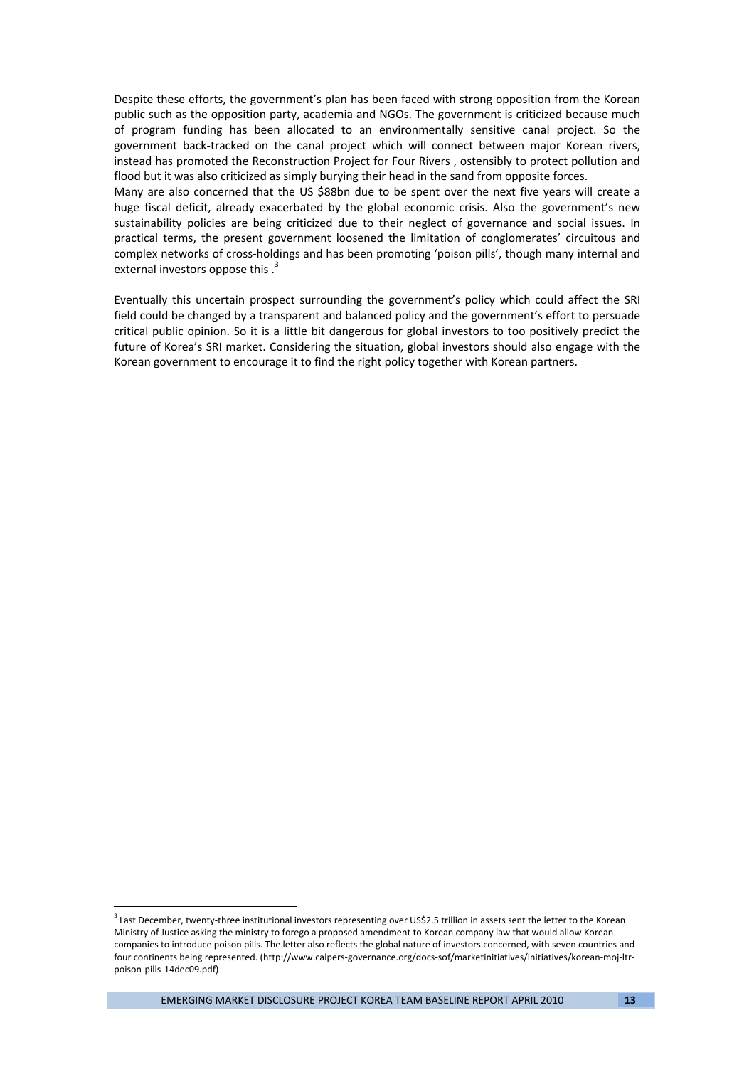Despite these efforts, the government's plan has been faced with strong opposition from the Korean public such as the opposition party, academia and NGOs. The government is criticized because much of program funding has been allocated to an environmentally sensitive canal project. So the government back-tracked on the canal project which will connect between major Korean rivers, instead has promoted the Reconstruction Project for Four Rivers , ostensibly to protect pollution and flood but it was also criticized as simply burying their head in the sand from opposite forces.

Many are also concerned that the US $88bn due to be spent over the next five years will create a huge fiscal deficit, already exacerbated by the global economic crisis. Also the government's new sustainability policies are being criticized due to their neglect of governance and social issues. In practical terms, the present government loosened the limitation of conglomerates' circuitous and complex networks of cross-holdings and has been promoting 'poison pills', though many internal and external investors oppose this .[3]

Eventually this uncertain prospect surrounding the government's policy which could affect the SRI field could be changed by a transparent and balanced policy and the government's effort to persuade critical public opinion. So it is a little bit dangerous for global investors to too positively predict the future of Korea's SRI market. Considering the situation, global investors should also engage with the Korean government to encourage it to find the right policy together with Korean partners.

---

[3] Last December, twenty-three institutional investors representing over US$2.5 trillion in assets sent the letter to the Korean Ministry of Justice asking the ministry to forego a proposed amendment to Korean company law that would allow Korean companies to introduce poison pills. The letter also reflects the global nature of investors concerned, with seven countries and four continents being represented. (http://www.calpers-governance.org/docs-sof/marketinitiatives/initiatives/korean-moj-ltr-poison-pills-14dec09.pdf)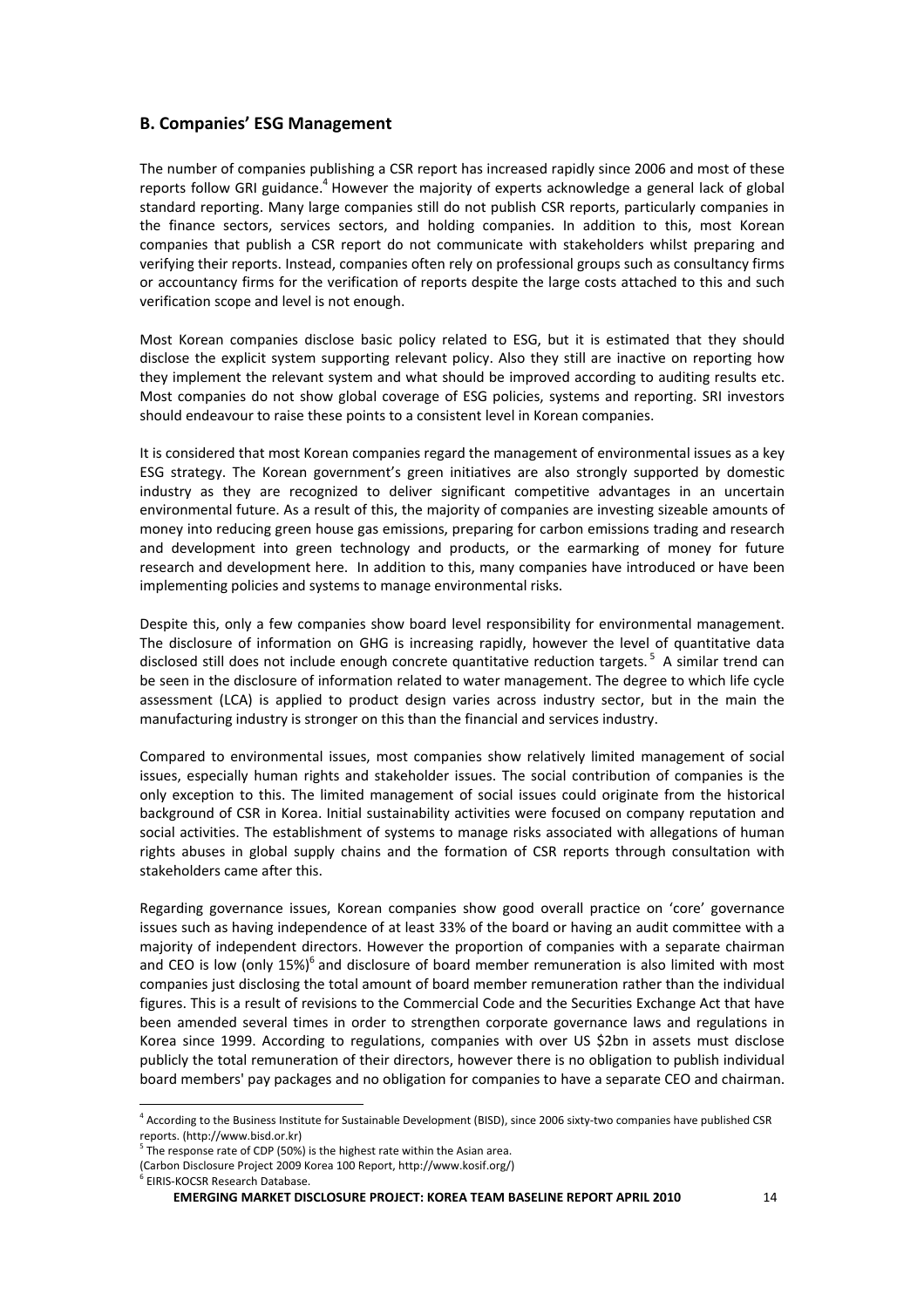## B. Companies' ESG Management

The number of companies publishing a CSR report has increased rapidly since 2006 and most of these reports follow GRI guidance.[4] However the majority of experts acknowledge a general lack of global standard reporting. Many large companies still do not publish CSR reports, particularly companies in the finance sectors, services sectors, and holding companies. In addition to this, most Korean companies that publish a CSR report do not communicate with stakeholders whilst preparing and verifying their reports. Instead, companies often rely on professional groups such as consultancy firms or accountancy firms for the verification of reports despite the large costs attached to this and such verification scope and level is not enough.

Most Korean companies disclose basic policy related to ESG, but it is estimated that they should disclose the explicit system supporting relevant policy. Also they still are inactive on reporting how they implement the relevant system and what should be improved according to auditing results etc. Most companies do not show global coverage of ESG policies, systems and reporting. SRI investors should endeavour to raise these points to a consistent level in Korean companies.

It is considered that most Korean companies regard the management of environmental issues as a key ESG strategy. The Korean government's green initiatives are also strongly supported by domestic industry as they are recognized to deliver significant competitive advantages in an uncertain environmental future. As a result of this, the majority of companies are investing sizeable amounts of money into reducing green house gas emissions, preparing for carbon emissions trading and research and development into green technology and products, or the earmarking of money for future research and development here. In addition to this, many companies have introduced or have been implementing policies and systems to manage environmental risks.

Despite this, only a few companies show board level responsibility for environmental management. The disclosure of information on GHG is increasing rapidly, however the level of quantitative data disclosed still does not include enough concrete quantitative reduction targets.[5] A similar trend can be seen in the disclosure of information related to water management. The degree to which life cycle assessment (LCA) is applied to product design varies across industry sector, but in the main the manufacturing industry is stronger on this than the financial and services industry.

Compared to environmental issues, most companies show relatively limited management of social issues, especially human rights and stakeholder issues. The social contribution of companies is the only exception to this. The limited management of social issues could originate from the historical background of CSR in Korea. Initial sustainability activities were focused on company reputation and social activities. The establishment of systems to manage risks associated with allegations of human rights abuses in global supply chains and the formation of CSR reports through consultation with stakeholders came after this.

Regarding governance issues, Korean companies show good overall practice on 'core' governance issues such as having independence of at least 33% of the board or having an audit committee with a majority of independent directors. However the proportion of companies with a separate chairman and CEO is low (only 15%)[6] and disclosure of board member remuneration is also limited with most companies just disclosing the total amount of board member remuneration rather than the individual figures. This is a result of revisions to the Commercial Code and the Securities Exchange Act that have been amended several times in order to strengthen corporate governance laws and regulations in Korea since 1999. According to regulations, companies with over US $2bn in assets must disclose publicly the total remuneration of their directors, however there is no obligation to publish individual board members' pay packages and no obligation for companies to have a separate CEO and chairman.

---

[4] According to the Business Institute for Sustainable Development (BISD), since 2006 sixty-two companies have published CSR reports. (http://www.bisd.or.kr)

[5] The response rate of CDP (50%) is the highest rate within the Asian area. (Carbon Disclosure Project 2009 Korea 100 Report, http://www.kosif.org/)

[6] EIRIS-KOCSR Research Database.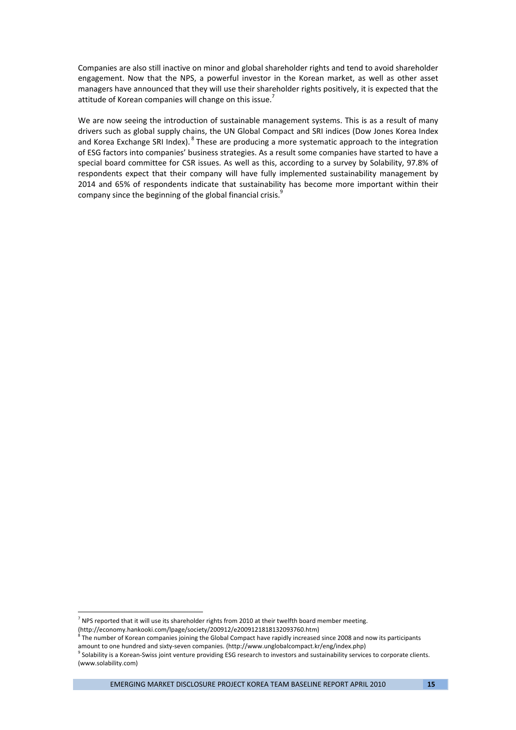Companies are also still inactive on minor and global shareholder rights and tend to avoid shareholder engagement. Now that the NPS, a powerful investor in the Korean market, as well as other asset managers have announced that they will use their shareholder rights positively, it is expected that the attitude of Korean companies will change on this issue.[7]

We are now seeing the introduction of sustainable management systems. This is as a result of many drivers such as global supply chains, the UN Global Compact and SRI indices (Dow Jones Korea Index and Korea Exchange SRI Index).[8] These are producing a more systematic approach to the integration of ESG factors into companies' business strategies. As a result some companies have started to have a special board committee for CSR issues. As well as this, according to a survey by Solability, 97.8% of respondents expect that their company will have fully implemented sustainability management by 2014 and 65% of respondents indicate that sustainability has become more important within their company since the beginning of the global financial crisis.[9]

---

[7] NPS reported that it will use its shareholder rights from 2010 at their twelfth board member meeting. (http://economy.hankooki.com/lpage/society/200912/e2009121818132093760.htm)

[8] The number of Korean companies joining the Global Compact have rapidly increased since 2008 and now its participants amount to one hundred and sixty-seven companies. (http://www.unglobalcompact.kr/eng/index.php)

[9] Solability is a Korean-Swiss joint venture providing ESG research to investors and sustainability services to corporate clients. (www.solability.com)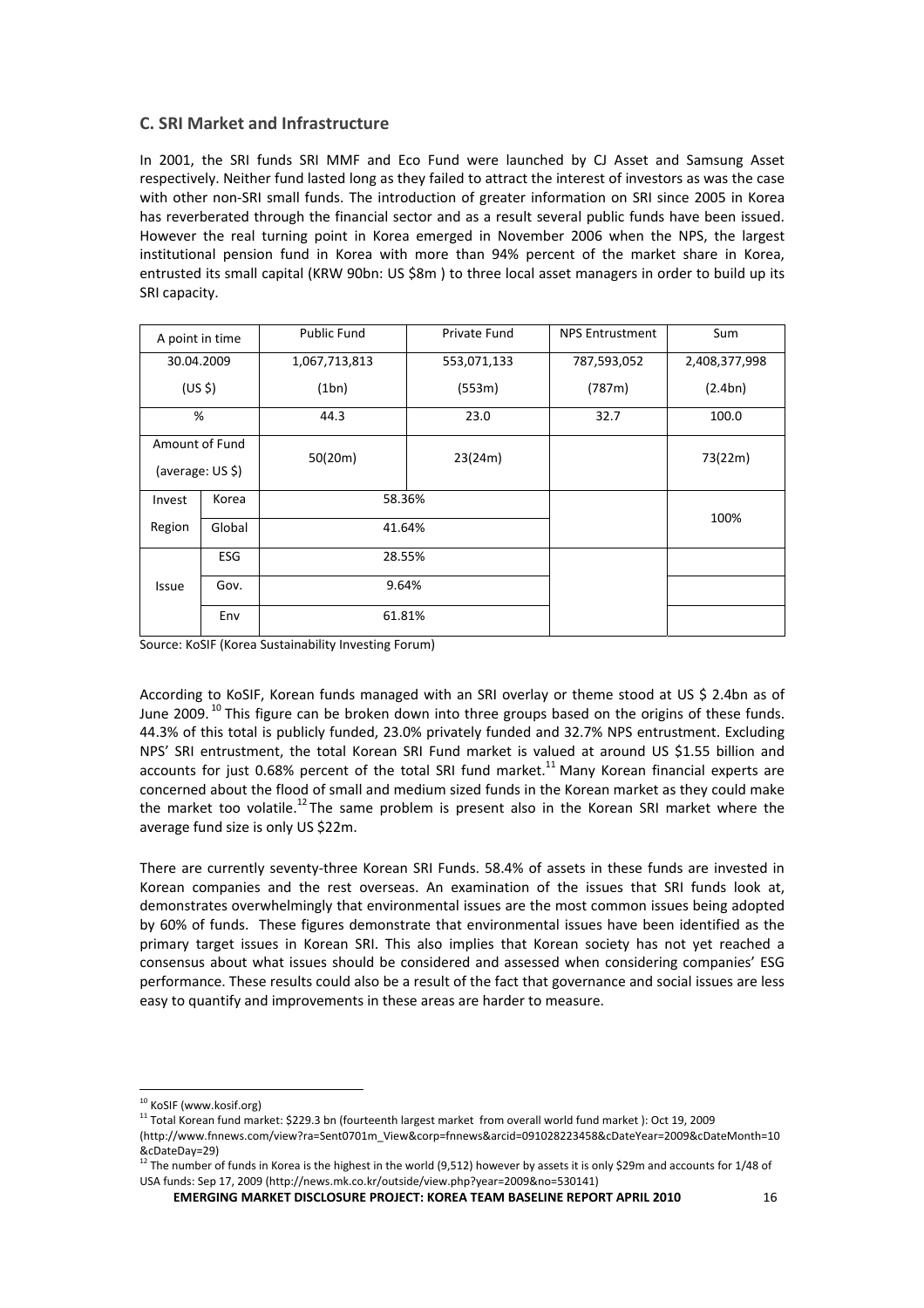## C. SRI Market and Infrastructure

In 2001, the SRI funds SRI MMF and Eco Fund were launched by CJ Asset and Samsung Asset respectively. Neither fund lasted long as they failed to attract the interest of investors as was the case with other non-SRI small funds. The introduction of greater information on SRI since 2005 in Korea has reverberated through the financial sector and as a result several public funds have been issued. However the real turning point in Korea emerged in November 2006 when the NPS, the largest institutional pension fund in Korea with more than 94% percent of the market share in Korea, entrusted its small capital (KRW 90bn: US $8m ) to three local asset managers in order to build up its SRI capacity.

| A point in time | | Public Fund | Private Fund | NPS Entrustment | Sum |
|---|---|---|---|---|---|
| 30.04.2009 (US $) | | 1,067,713,813 (1bn) | 553,071,133 (553m) | 787,593,052 (787m) | 2,408,377,998 (2.4bn) |
| % | | 44.3 | 23.0 | 32.7 | 100.0 |
| Amount of Fund (average: US $) | | 50(20m) | 23(24m) | | 73(22m) |
| Invest Region | Korea | 58.36% | | | 100% |
| | Global | 41.64% | | | |
| Issue | ESG | 28.55% | | | |
| | Gov. | 9.64% | | | |
| | Env | 61.81% | | | |

Source: KoSIF (Korea Sustainability Investing Forum)

According to KoSIF, Korean funds managed with an SRI overlay or theme stood at US $ 2.4bn as of June 2009.[10] This figure can be broken down into three groups based on the origins of these funds. 44.3% of this total is publicly funded, 23.0% privately funded and 32.7% NPS entrustment. Excluding NPS' SRI entrustment, the total Korean SRI Fund market is valued at around US $1.55 billion and accounts for just 0.68% percent of the total SRI fund market.[11] Many Korean financial experts are concerned about the flood of small and medium sized funds in the Korean market as they could make the market too volatile.[12] The same problem is present also in the Korean SRI market where the average fund size is only US $22m.

There are currently seventy-three Korean SRI Funds. 58.4% of assets in these funds are invested in Korean companies and the rest overseas. An examination of the issues that SRI funds look at, demonstrates overwhelmingly that environmental issues are the most common issues being adopted by 60% of funds. These figures demonstrate that environmental issues have been identified as the primary target issues in Korean SRI. This also implies that Korean society has not yet reached a consensus about what issues should be considered and assessed when considering companies' ESG performance. These results could also be a result of the fact that governance and social issues are less easy to quantify and improvements in these areas are harder to measure.

---

[10] KoSIF (www.kosif.org)

[11] Total Korean fund market: $229.3 bn (fourteenth largest market from overall world fund market ): Oct 19, 2009 (http://www.fnnews.com/view?ra=Sent0701m_View&corp=fnnews&arcid=091028223458&cDateYear=2009&cDateMonth=10&cDateDay=29)

[12] The number of funds in Korea is the highest in the world (9,512) however by assets it is only $29m and accounts for 1/48 of USA funds: Sep 17, 2009 (http://news.mk.co.kr/outside/view.php?year=2009&no=530141)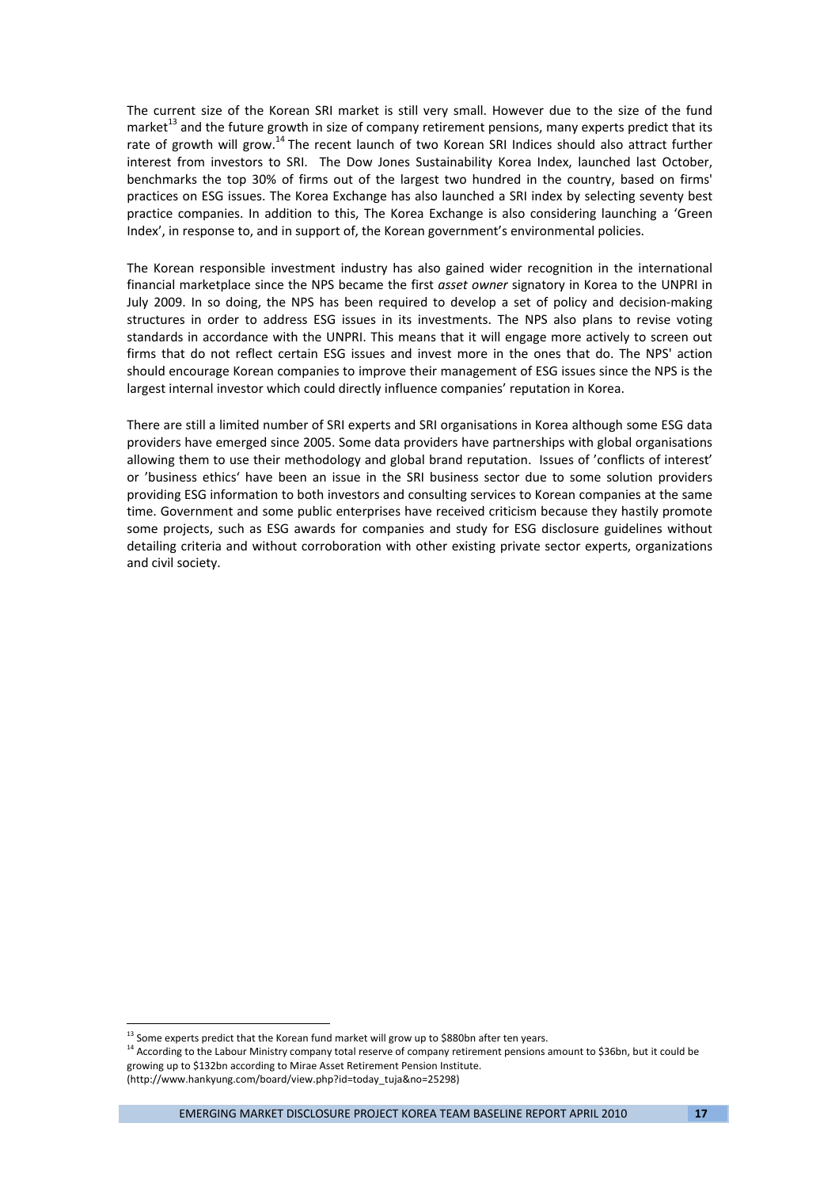The current size of the Korean SRI market is still very small. However due to the size of the fund market[13] and the future growth in size of company retirement pensions, many experts predict that its rate of growth will grow.[14] The recent launch of two Korean SRI Indices should also attract further interest from investors to SRI. The Dow Jones Sustainability Korea Index, launched last October, benchmarks the top 30% of firms out of the largest two hundred in the country, based on firms' practices on ESG issues. The Korea Exchange has also launched a SRI index by selecting seventy best practice companies. In addition to this, The Korea Exchange is also considering launching a 'Green Index', in response to, and in support of, the Korean government's environmental policies.

The Korean responsible investment industry has also gained wider recognition in the international financial marketplace since the NPS became the first *asset owner* signatory in Korea to the UNPRI in July 2009. In so doing, the NPS has been required to develop a set of policy and decision-making structures in order to address ESG issues in its investments. The NPS also plans to revise voting standards in accordance with the UNPRI. This means that it will engage more actively to screen out firms that do not reflect certain ESG issues and invest more in the ones that do. The NPS' action should encourage Korean companies to improve their management of ESG issues since the NPS is the largest internal investor which could directly influence companies' reputation in Korea.

There are still a limited number of SRI experts and SRI organisations in Korea although some ESG data providers have emerged since 2005. Some data providers have partnerships with global organisations allowing them to use their methodology and global brand reputation. Issues of 'conflicts of interest' or 'business ethics' have been an issue in the SRI business sector due to some solution providers providing ESG information to both investors and consulting services to Korean companies at the same time. Government and some public enterprises have received criticism because they hastily promote some projects, such as ESG awards for companies and study for ESG disclosure guidelines without detailing criteria and without corroboration with other existing private sector experts, organizations and civil society.

---

[13] Some experts predict that the Korean fund market will grow up to $880bn after ten years.

[14] According to the Labour Ministry company total reserve of company retirement pensions amount to $36bn, but it could be growing up to $132bn according to Mirae Asset Retirement Pension Institute. (http://www.hankyung.com/board/view.php?id=today_tuja&no=25298)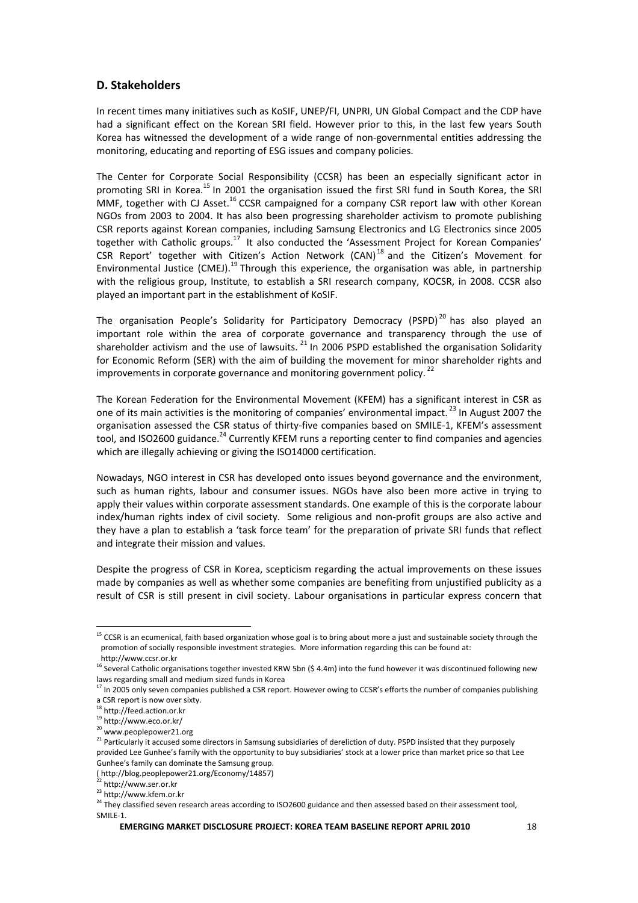## D. Stakeholders

In recent times many initiatives such as KoSIF, UNEP/FI, UNPRI, UN Global Compact and the CDP have had a significant effect on the Korean SRI field. However prior to this, in the last few years South Korea has witnessed the development of a wide range of non-governmental entities addressing the monitoring, educating and reporting of ESG issues and company policies.

The Center for Corporate Social Responsibility (CCSR) has been an especially significant actor in promoting SRI in Korea.[15] In 2001 the organisation issued the first SRI fund in South Korea, the SRI MMF, together with CJ Asset.[16] CCSR campaigned for a company CSR report law with other Korean NGOs from 2003 to 2004. It has also been progressing shareholder activism to promote publishing CSR reports against Korean companies, including Samsung Electronics and LG Electronics since 2005 together with Catholic groups.[17] It also conducted the 'Assessment Project for Korean Companies' CSR Report' together with Citizen's Action Network (CAN)[18] and the Citizen's Movement for Environmental Justice (CMEJ).[19] Through this experience, the organisation was able, in partnership with the religious group, Institute, to establish a SRI research company, KOCSR, in 2008. CCSR also played an important part in the establishment of KoSIF.

The organisation People's Solidarity for Participatory Democracy (PSPD)[20] has also played an important role within the area of corporate governance and transparency through the use of shareholder activism and the use of lawsuits.[21] In 2006 PSPD established the organisation Solidarity for Economic Reform (SER) with the aim of building the movement for minor shareholder rights and improvements in corporate governance and monitoring government policy.[22]

The Korean Federation for the Environmental Movement (KFEM) has a significant interest in CSR as one of its main activities is the monitoring of companies' environmental impact.[23] In August 2007 the organisation assessed the CSR status of thirty-five companies based on SMILE-1, KFEM's assessment tool, and ISO2600 guidance.[24] Currently KFEM runs a reporting center to find companies and agencies which are illegally achieving or giving the ISO14000 certification.

Nowadays, NGO interest in CSR has developed onto issues beyond governance and the environment, such as human rights, labour and consumer issues. NGOs have also been more active in trying to apply their values within corporate assessment standards. One example of this is the corporate labour index/human rights index of civil society. Some religious and non-profit groups are also active and they have a plan to establish a 'task force team' for the preparation of private SRI funds that reflect and integrate their mission and values.

Despite the progress of CSR in Korea, scepticism regarding the actual improvements on these issues made by companies as well as whether some companies are benefiting from unjustified publicity as a result of CSR is still present in civil society. Labour organisations in particular express concern that

---

[15] CCSR is an ecumenical, faith based organization whose goal is to bring about more a just and sustainable society through the promotion of socially responsible investment strategies. More information regarding this can be found at: http://www.ccsr.or.kr

[16] Several Catholic organisations together invested KRW 5bn ($ 4.4m) into the fund however it was discontinued following new laws regarding small and medium sized funds in Korea

[17] In 2005 only seven companies published a CSR report. However owing to CCSR's efforts the number of companies publishing a CSR report is now over sixty.

[18] http://feed.action.or.kr

[19] http://www.eco.or.kr/

[20] www.peoplepower21.org

[21] Particularly it accused some directors in Samsung subsidiaries of dereliction of duty. PSPD insisted that they purposely provided Lee Gunhee's family with the opportunity to buy subsidiaries' stock at a lower price than market price so that Lee Gunhee's family can dominate the Samsung group. ( http://blog.peoplepower21.org/Economy/14857)

[22] http://www.ser.or.kr

[23] http://www.kfem.or.kr

[24] They classified seven research areas according to ISO2600 guidance and then assessed based on their assessment tool, SMILE-1.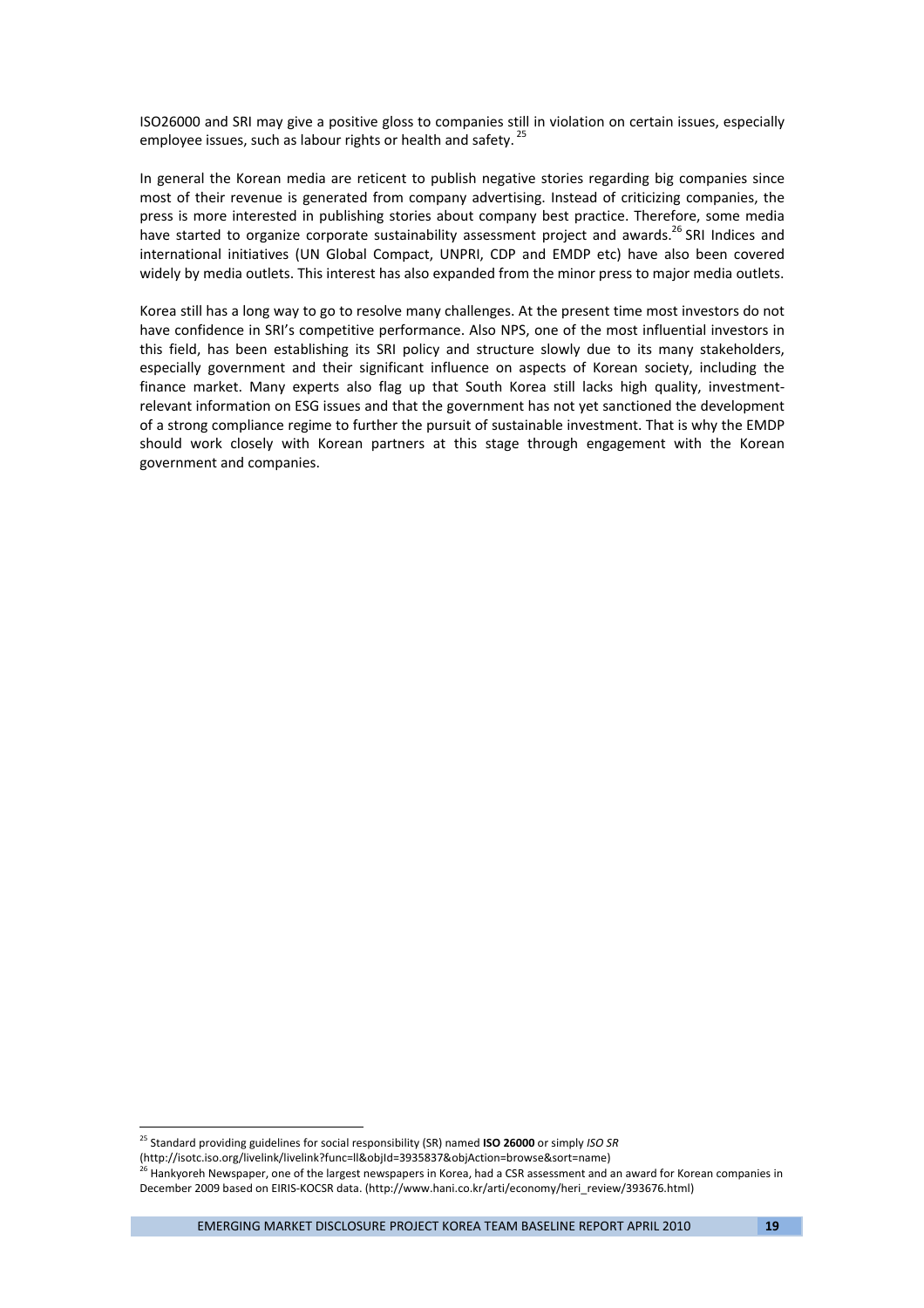ISO26000 and SRI may give a positive gloss to companies still in violation on certain issues, especially employee issues, such as labour rights or health and safety. [25]

In general the Korean media are reticent to publish negative stories regarding big companies since most of their revenue is generated from company advertising. Instead of criticizing companies, the press is more interested in publishing stories about company best practice. Therefore, some media have started to organize corporate sustainability assessment project and awards.[26] SRI Indices and international initiatives (UN Global Compact, UNPRI, CDP and EMDP etc) have also been covered widely by media outlets. This interest has also expanded from the minor press to major media outlets.

Korea still has a long way to go to resolve many challenges. At the present time most investors do not have confidence in SRI's competitive performance. Also NPS, one of the most influential investors in this field, has been establishing its SRI policy and structure slowly due to its many stakeholders, especially government and their significant influence on aspects of Korean society, including the finance market. Many experts also flag up that South Korea still lacks high quality, investment-relevant information on ESG issues and that the government has not yet sanctioned the development of a strong compliance regime to further the pursuit of sustainable investment. That is why the EMDP should work closely with Korean partners at this stage through engagement with the Korean government and companies.

---

[25] Standard providing guidelines for social responsibility (SR) named **ISO 26000** or simply *ISO SR* (http://isotc.iso.org/livelink/livelink?func=ll&objId=3935837&objAction=browse&sort=name)

[26] Hankyoreh Newspaper, one of the largest newspapers in Korea, had a CSR assessment and an award for Korean companies in December 2009 based on EIRIS-KOCSR data. (http://www.hani.co.kr/arti/economy/heri_review/393676.html)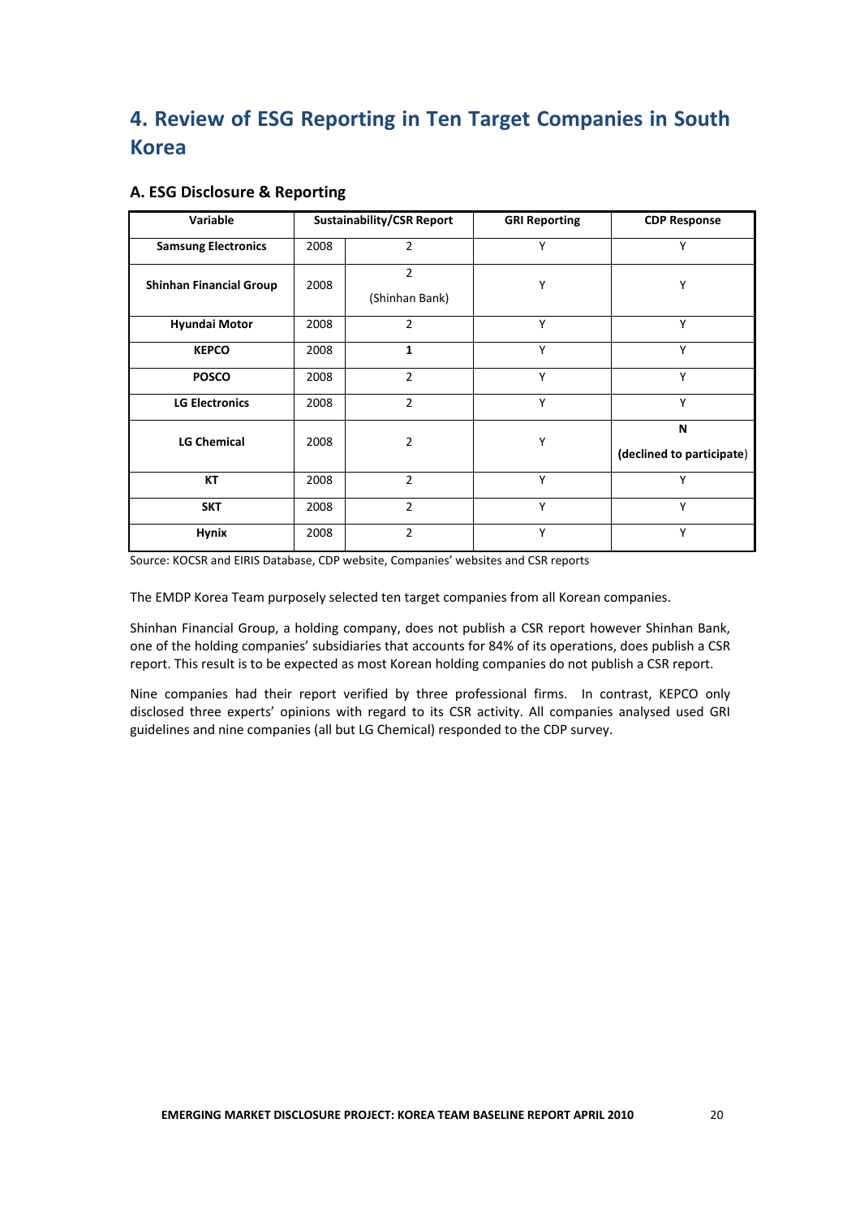# 4. Review of ESG Reporting in Ten Target Companies in South Korea

## A. ESG Disclosure & Reporting

| Variable | Sustainability/CSR Report | | GRI Reporting | CDP Response |
|---|---|---|---|---|
| **Samsung Electronics** | 2008 | 2 | Y | Y |
| **Shinhan Financial Group** | 2008 | 2 (Shinhan Bank) | Y | Y |
| **Hyundai Motor** | 2008 | 2 | Y | Y |
| **KEPCO** | 2008 | **1** | Y | Y |
| **POSCO** | 2008 | 2 | Y | Y |
| **LG Electronics** | 2008 | 2 | Y | Y |
| **LG Chemical** | 2008 | 2 | Y | **N** **(declined to participate)** |
| **KT** | 2008 | 2 | Y | Y |
| **SKT** | 2008 | 2 | Y | Y |
| **Hynix** | 2008 | 2 | Y | Y |

Source: KOCSR and EIRIS Database, CDP website, Companies' websites and CSR reports

The EMDP Korea Team purposely selected ten target companies from all Korean companies.

Shinhan Financial Group, a holding company, does not publish a CSR report however Shinhan Bank, one of the holding companies' subsidiaries that accounts for 84% of its operations, does publish a CSR report. This result is to be expected as most Korean holding companies do not publish a CSR report.

Nine companies had their report verified by three professional firms. In contrast, KEPCO only disclosed three experts' opinions with regard to its CSR activity. All companies analysed used GRI guidelines and nine companies (all but LG Chemical) responded to the CDP survey.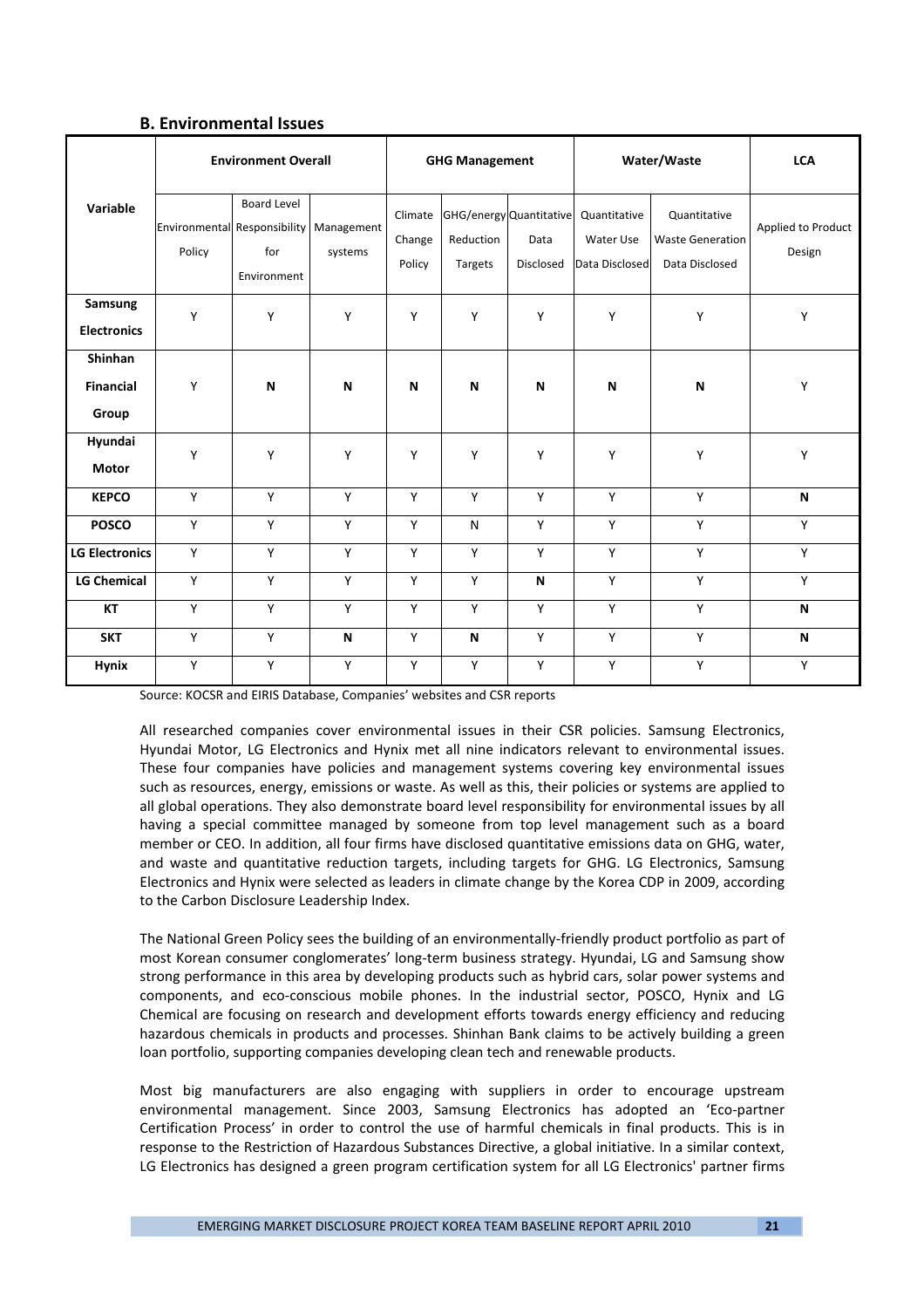### B. Environmental Issues

| Variable | Environment Overall | | | GHG Management | | | Water/Waste | | LCA |
|---|---|---|---|---|---|---|---|---|---|
| | Environmental Policy | Board Level Responsibility for Environment | Management systems | Climate Change Policy | GHG/energy Reduction Targets | Quantitative Data Disclosed | Quantitative Water Use Data Disclosed | Quantitative Waste Generation Data Disclosed | Applied to Product Design |
| **Samsung Electronics** | Y | Y | Y | Y | Y | Y | Y | Y | Y |
| **Shinhan Financial Group** | Y | **N** | **N** | **N** | **N** | **N** | **N** | **N** | Y |
| **Hyundai Motor** | Y | Y | Y | Y | Y | Y | Y | Y | Y |
| **KEPCO** | Y | Y | Y | Y | Y | Y | Y | Y | **N** |
| **POSCO** | Y | Y | Y | Y | N | Y | Y | Y | Y |
| **LG Electronics** | Y | Y | Y | Y | Y | Y | Y | Y | Y |
| **LG Chemical** | Y | Y | Y | Y | Y | **N** | Y | Y | Y |
| **KT** | Y | Y | Y | Y | Y | Y | Y | Y | **N** |
| **SKT** | Y | Y | **N** | Y | **N** | Y | Y | Y | **N** |
| **Hynix** | Y | Y | Y | Y | Y | Y | Y | Y | Y |

Source: KOCSR and EIRIS Database, Companies' websites and CSR reports

All researched companies cover environmental issues in their CSR policies. Samsung Electronics, Hyundai Motor, LG Electronics and Hynix met all nine indicators relevant to environmental issues. These four companies have policies and management systems covering key environmental issues such as resources, energy, emissions or waste. As well as this, their policies or systems are applied to all global operations. They also demonstrate board level responsibility for environmental issues by all having a special committee managed by someone from top level management such as a board member or CEO. In addition, all four firms have disclosed quantitative emissions data on GHG, water, and waste and quantitative reduction targets, including targets for GHG. LG Electronics, Samsung Electronics and Hynix were selected as leaders in climate change by the Korea CDP in 2009, according to the Carbon Disclosure Leadership Index.

The National Green Policy sees the building of an environmentally-friendly product portfolio as part of most Korean consumer conglomerates' long-term business strategy. Hyundai, LG and Samsung show strong performance in this area by developing products such as hybrid cars, solar power systems and components, and eco-conscious mobile phones. In the industrial sector, POSCO, Hynix and LG Chemical are focusing on research and development efforts towards energy efficiency and reducing hazardous chemicals in products and processes. Shinhan Bank claims to be actively building a green loan portfolio, supporting companies developing clean tech and renewable products.

Most big manufacturers are also engaging with suppliers in order to encourage upstream environmental management. Since 2003, Samsung Electronics has adopted an 'Eco-partner Certification Process' in order to control the use of harmful chemicals in final products. This is in response to the Restriction of Hazardous Substances Directive, a global initiative. In a similar context, LG Electronics has designed a green program certification system for all LG Electronics' partner firms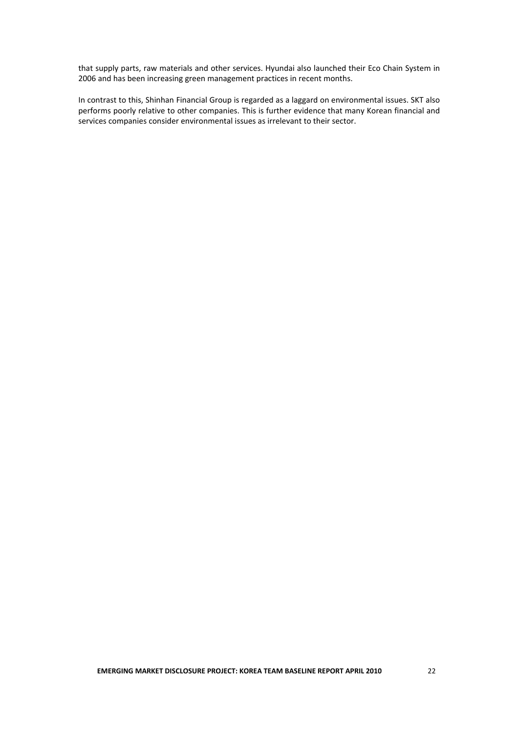that supply parts, raw materials and other services. Hyundai also launched their Eco Chain System in 2006 and has been increasing green management practices in recent months.

In contrast to this, Shinhan Financial Group is regarded as a laggard on environmental issues. SKT also performs poorly relative to other companies. This is further evidence that many Korean financial and services companies consider environmental issues as irrelevant to their sector.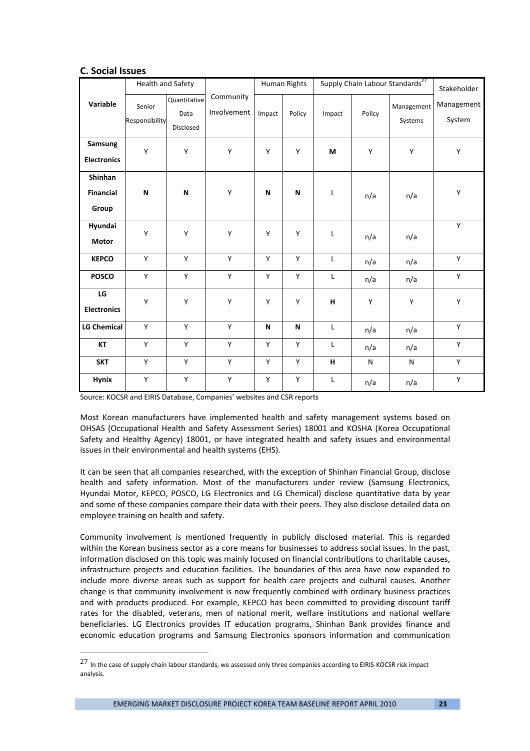## C. Social Issues

| Variable | Health and Safety | | Community Involvement | Human Rights | | Supply Chain Labour Standards[27] | | | Stakeholder Management System |
|---|---|---|---|---|---|---|---|---|---|
| | Senior Responsibility | Quantitative Data Disclosed | | Impact | Policy | Impact | Policy | Management Systems | |
| **Samsung Electronics** | Y | Y | Y | Y | Y | **M** | Y | Y | Y |
| **Shinhan Financial Group** | **N** | **N** | Y | **N** | **N** | L | n/a | n/a | Y |
| **Hyundai Motor** | Y | Y | Y | Y | Y | L | n/a | n/a | Y |
| **KEPCO** | Y | Y | Y | Y | Y | L | n/a | n/a | Y |
| **POSCO** | Y | Y | Y | Y | Y | L | n/a | n/a | Y |
| **LG Electronics** | Y | Y | Y | Y | Y | **H** | Y | Y | Y |
| **LG Chemical** | Y | Y | Y | **N** | **N** | L | n/a | n/a | Y |
| **KT** | Y | Y | Y | Y | Y | L | n/a | n/a | Y |
| **SKT** | Y | Y | Y | Y | Y | **H** | N | N | Y |
| **Hynix** | Y | Y | Y | Y | Y | L | n/a | n/a | Y |

Source: KOCSR and EIRIS Database, Companies' websites and CSR reports

Most Korean manufacturers have implemented health and safety management systems based on OHSAS (Occupational Health and Safety Assessment Series) 18001 and KOSHA (Korea Occupational Safety and Healthy Agency) 18001, or have integrated health and safety issues and environmental issues in their environmental and health systems (EHS).

It can be seen that all companies researched, with the exception of Shinhan Financial Group, disclose health and safety information. Most of the manufacturers under review (Samsung Electronics, Hyundai Motor, KEPCO, POSCO, LG Electronics and LG Chemical) disclose quantitative data by year and some of these companies compare their data with their peers. They also disclose detailed data on employee training on health and safety.

Community involvement is mentioned frequently in publicly disclosed material. This is regarded within the Korean business sector as a core means for businesses to address social issues. In the past, information disclosed on this topic was mainly focused on financial contributions to charitable causes, infrastructure projects and education facilities. The boundaries of this area have now expanded to include more diverse areas such as support for health care projects and cultural causes. Another change is that community involvement is now frequently combined with ordinary business practices and with products produced. For example, KEPCO has been committed to providing discount tariff rates for the disabled, veterans, men of national merit, welfare institutions and national welfare beneficiaries. LG Electronics provides IT education programs, Shinhan Bank provides finance and economic education programs and Samsung Electronics sponsors information and communication

---

[27] In the case of supply chain labour standards, we assessed only three companies according to EIRIS-KOCSR risk impact analysis.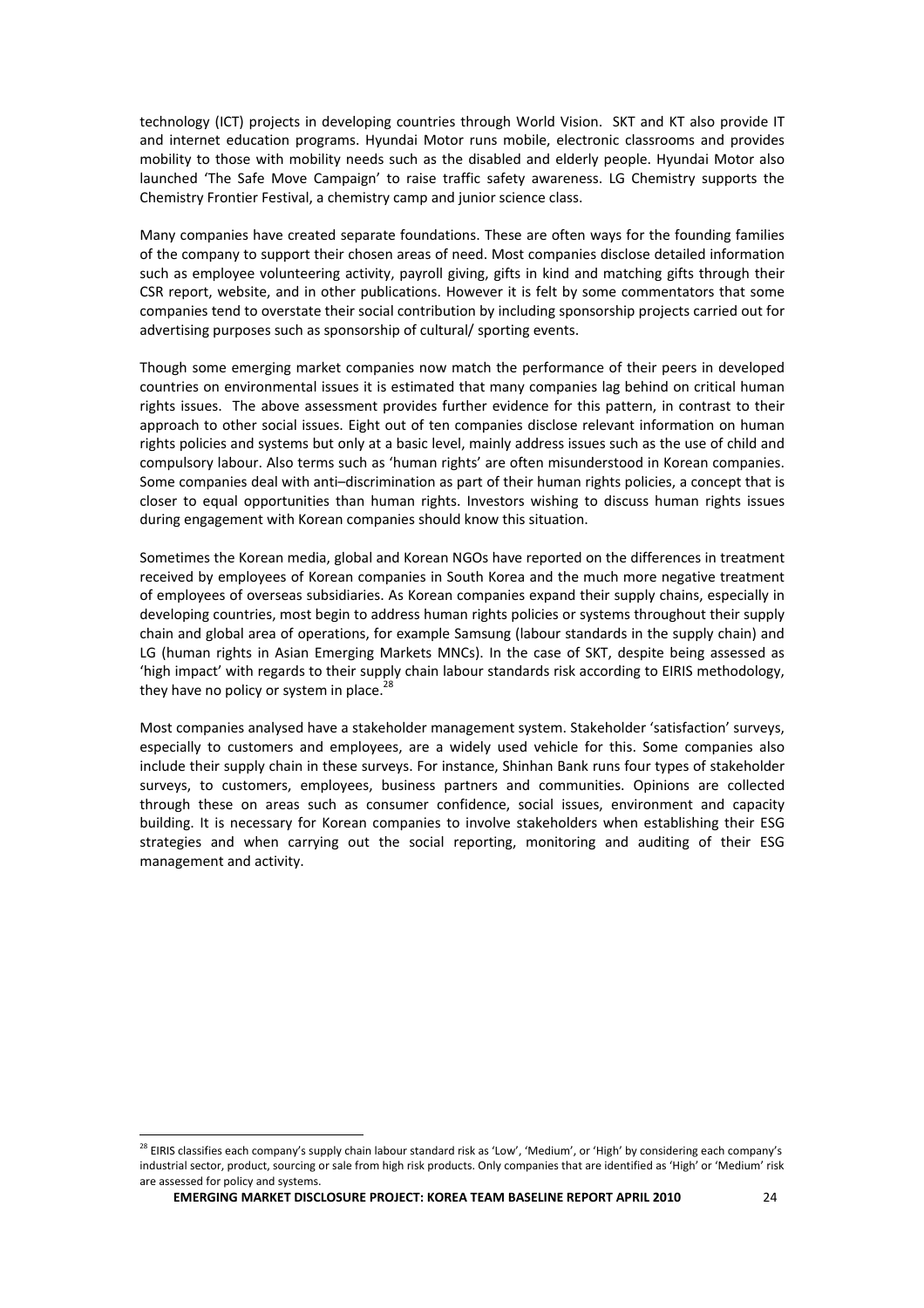technology (ICT) projects in developing countries through World Vision. SKT and KT also provide IT and internet education programs. Hyundai Motor runs mobile, electronic classrooms and provides mobility to those with mobility needs such as the disabled and elderly people. Hyundai Motor also launched 'The Safe Move Campaign' to raise traffic safety awareness. LG Chemistry supports the Chemistry Frontier Festival, a chemistry camp and junior science class.

Many companies have created separate foundations. These are often ways for the founding families of the company to support their chosen areas of need. Most companies disclose detailed information such as employee volunteering activity, payroll giving, gifts in kind and matching gifts through their CSR report, website, and in other publications. However it is felt by some commentators that some companies tend to overstate their social contribution by including sponsorship projects carried out for advertising purposes such as sponsorship of cultural/ sporting events.

Though some emerging market companies now match the performance of their peers in developed countries on environmental issues it is estimated that many companies lag behind on critical human rights issues. The above assessment provides further evidence for this pattern, in contrast to their approach to other social issues. Eight out of ten companies disclose relevant information on human rights policies and systems but only at a basic level, mainly address issues such as the use of child and compulsory labour. Also terms such as 'human rights' are often misunderstood in Korean companies. Some companies deal with anti–discrimination as part of their human rights policies, a concept that is closer to equal opportunities than human rights. Investors wishing to discuss human rights issues during engagement with Korean companies should know this situation.

Sometimes the Korean media, global and Korean NGOs have reported on the differences in treatment received by employees of Korean companies in South Korea and the much more negative treatment of employees of overseas subsidiaries. As Korean companies expand their supply chains, especially in developing countries, most begin to address human rights policies or systems throughout their supply chain and global area of operations, for example Samsung (labour standards in the supply chain) and LG (human rights in Asian Emerging Markets MNCs). In the case of SKT, despite being assessed as 'high impact' with regards to their supply chain labour standards risk according to EIRIS methodology, they have no policy or system in place.[28]

Most companies analysed have a stakeholder management system. Stakeholder 'satisfaction' surveys, especially to customers and employees, are a widely used vehicle for this. Some companies also include their supply chain in these surveys. For instance, Shinhan Bank runs four types of stakeholder surveys, to customers, employees, business partners and communities. Opinions are collected through these on areas such as consumer confidence, social issues, environment and capacity building. It is necessary for Korean companies to involve stakeholders when establishing their ESG strategies and when carrying out the social reporting, monitoring and auditing of their ESG management and activity.

---

[28] EIRIS classifies each company's supply chain labour standard risk as 'Low', 'Medium', or 'High' by considering each company's industrial sector, product, sourcing or sale from high risk products. Only companies that are identified as 'High' or 'Medium' risk are assessed for policy and systems.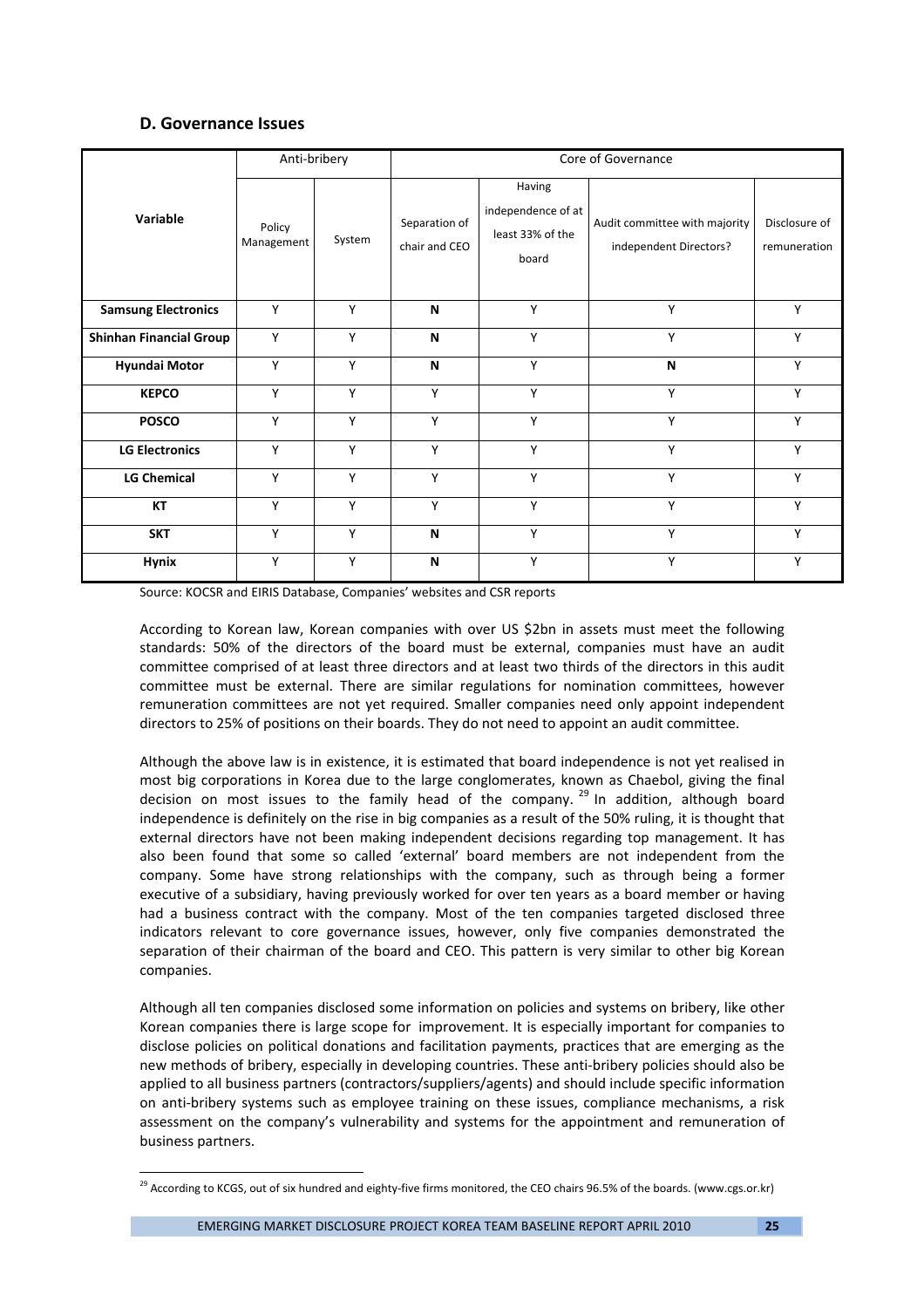## D. Governance Issues

| Variable | Anti-bribery | | Core of Governance | | | |
|---|---|---|---|---|---|---|
| | Policy Management | System | Separation of chair and CEO | Having independence of at least 33% of the board | Audit committee with majority independent Directors? | Disclosure of remuneration |
| **Samsung Electronics** | Y | Y | **N** | Y | Y | Y |
| **Shinhan Financial Group** | Y | Y | **N** | Y | Y | Y |
| **Hyundai Motor** | Y | Y | **N** | Y | **N** | Y |
| **KEPCO** | Y | Y | Y | Y | Y | Y |
| **POSCO** | Y | Y | Y | Y | Y | Y |
| **LG Electronics** | Y | Y | Y | Y | Y | Y |
| **LG Chemical** | Y | Y | Y | Y | Y | Y |
| **KT** | Y | Y | Y | Y | Y | Y |
| **SKT** | Y | Y | **N** | Y | Y | Y |
| **Hynix** | Y | Y | **N** | Y | Y | Y |

Source: KOCSR and EIRIS Database, Companies' websites and CSR reports

According to Korean law, Korean companies with over US $2bn in assets must meet the following standards: 50% of the directors of the board must be external, companies must have an audit committee comprised of at least three directors and at least two thirds of the directors in this audit committee must be external. There are similar regulations for nomination committees, however remuneration committees are not yet required. Smaller companies need only appoint independent directors to 25% of positions on their boards. They do not need to appoint an audit committee.

Although the above law is in existence, it is estimated that board independence is not yet realised in most big corporations in Korea due to the large conglomerates, known as Chaebol, giving the final decision on most issues to the family head of the company. [29] In addition, although board independence is definitely on the rise in big companies as a result of the 50% ruling, it is thought that external directors have not been making independent decisions regarding top management. It has also been found that some so called 'external' board members are not independent from the company. Some have strong relationships with the company, such as through being a former executive of a subsidiary, having previously worked for over ten years as a board member or having had a business contract with the company. Most of the ten companies targeted disclosed three indicators relevant to core governance issues, however, only five companies demonstrated the separation of their chairman of the board and CEO. This pattern is very similar to other big Korean companies.

Although all ten companies disclosed some information on policies and systems on bribery, like other Korean companies there is large scope for improvement. It is especially important for companies to disclose policies on political donations and facilitation payments, practices that are emerging as the new methods of bribery, especially in developing countries. These anti-bribery policies should also be applied to all business partners (contractors/suppliers/agents) and should include specific information on anti-bribery systems such as employee training on these issues, compliance mechanisms, a risk assessment on the company's vulnerability and systems for the appointment and remuneration of business partners.

---

[29] According to KCGS, out of six hundred and eighty-five firms monitored, the CEO chairs 96.5% of the boards. (www.cgs.or.kr)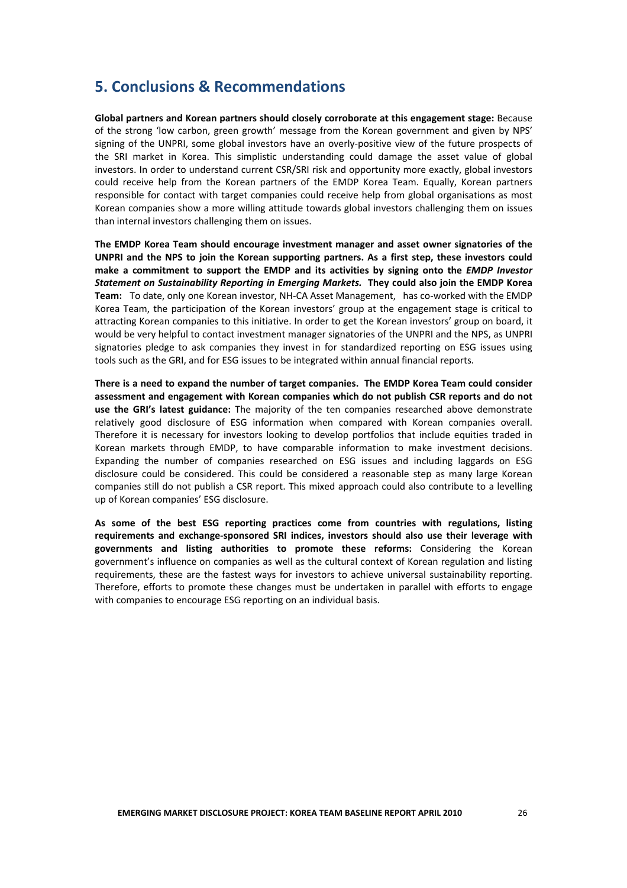## 5. Conclusions & Recommendations

**Global partners and Korean partners should closely corroborate at this engagement stage:** Because of the strong 'low carbon, green growth' message from the Korean government and given by NPS' signing of the UNPRI, some global investors have an overly-positive view of the future prospects of the SRI market in Korea. This simplistic understanding could damage the asset value of global investors. In order to understand current CSR/SRI risk and opportunity more exactly, global investors could receive help from the Korean partners of the EMDP Korea Team. Equally, Korean partners responsible for contact with target companies could receive help from global organisations as most Korean companies show a more willing attitude towards global investors challenging them on issues than internal investors challenging them on issues.

**The EMDP Korea Team should encourage investment manager and asset owner signatories of the UNPRI and the NPS to join the Korean supporting partners. As a first step, these investors could make a commitment to support the EMDP and its activities by signing onto the *EMDP Investor Statement on Sustainability Reporting in Emerging Markets.* They could also join the EMDP Korea Team:** To date, only one Korean investor, NH-CA Asset Management, has co-worked with the EMDP Korea Team, the participation of the Korean investors' group at the engagement stage is critical to attracting Korean companies to this initiative. In order to get the Korean investors' group on board, it would be very helpful to contact investment manager signatories of the UNPRI and the NPS, as UNPRI signatories pledge to ask companies they invest in for standardized reporting on ESG issues using tools such as the GRI, and for ESG issues to be integrated within annual financial reports.

**There is a need to expand the number of target companies. The EMDP Korea Team could consider assessment and engagement with Korean companies which do not publish CSR reports and do not use the GRI's latest guidance:** The majority of the ten companies researched above demonstrate relatively good disclosure of ESG information when compared with Korean companies overall. Therefore it is necessary for investors looking to develop portfolios that include equities traded in Korean markets through EMDP, to have comparable information to make investment decisions. Expanding the number of companies researched on ESG issues and including laggards on ESG disclosure could be considered. This could be considered a reasonable step as many large Korean companies still do not publish a CSR report. This mixed approach could also contribute to a levelling up of Korean companies' ESG disclosure.

**As some of the best ESG reporting practices come from countries with regulations, listing requirements and exchange-sponsored SRI indices, investors should also use their leverage with governments and listing authorities to promote these reforms:** Considering the Korean government's influence on companies as well as the cultural context of Korean regulation and listing requirements, these are the fastest ways for investors to achieve universal sustainability reporting. Therefore, efforts to promote these changes must be undertaken in parallel with efforts to engage with companies to encourage ESG reporting on an individual basis.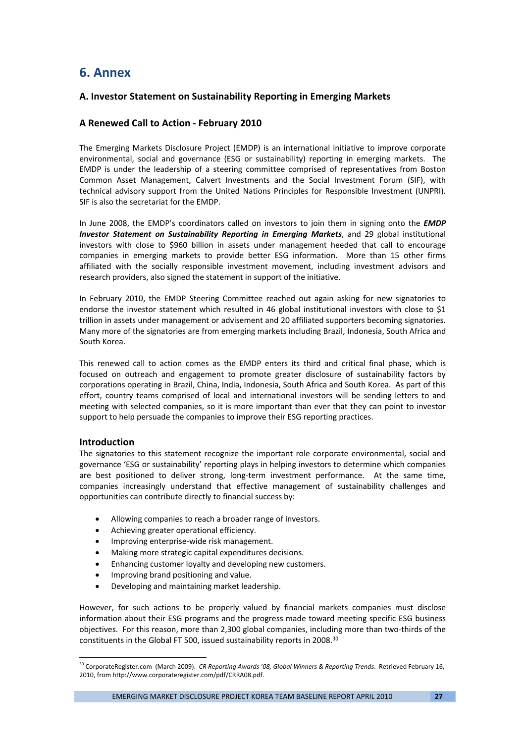# 6. Annex

### A. Investor Statement on Sustainability Reporting in Emerging Markets

### A Renewed Call to Action - February 2010

The Emerging Markets Disclosure Project (EMDP) is an international initiative to improve corporate environmental, social and governance (ESG or sustainability) reporting in emerging markets. The EMDP is under the leadership of a steering committee comprised of representatives from Boston Common Asset Management, Calvert Investments and the Social Investment Forum (SIF), with technical advisory support from the United Nations Principles for Responsible Investment (UNPRI). SIF is also the secretariat for the EMDP.

In June 2008, the EMDP's coordinators called on investors to join them in signing onto the ***EMDP Investor Statement on Sustainability Reporting in Emerging Markets***, and 29 global institutional investors with close to $960 billion in assets under management heeded that call to encourage companies in emerging markets to provide better ESG information. More than 15 other firms affiliated with the socially responsible investment movement, including investment advisors and research providers, also signed the statement in support of the initiative.

In February 2010, the EMDP Steering Committee reached out again asking for new signatories to endorse the investor statement which resulted in 46 global institutional investors with close to $1 trillion in assets under management or advisement and 20 affiliated supporters becoming signatories. Many more of the signatories are from emerging markets including Brazil, Indonesia, South Africa and South Korea.

This renewed call to action comes as the EMDP enters its third and critical final phase, which is focused on outreach and engagement to promote greater disclosure of sustainability factors by corporations operating in Brazil, China, India, Indonesia, South Africa and South Korea. As part of this effort, country teams comprised of local and international investors will be sending letters to and meeting with selected companies, so it is more important than ever that they can point to investor support to help persuade the companies to improve their ESG reporting practices.

### Introduction

The signatories to this statement recognize the important role corporate environmental, social and governance 'ESG or sustainability' reporting plays in helping investors to determine which companies are best positioned to deliver strong, long-term investment performance. At the same time, companies increasingly understand that effective management of sustainability challenges and opportunities can contribute directly to financial success by:

- Allowing companies to reach a broader range of investors.
- Achieving greater operational efficiency.
- Improving enterprise-wide risk management.
- Making more strategic capital expenditures decisions.
- Enhancing customer loyalty and developing new customers.
- Improving brand positioning and value.
- Developing and maintaining market leadership.

However, for such actions to be properly valued by financial markets companies must disclose information about their ESG programs and the progress made toward meeting specific ESG business objectives. For this reason, more than 2,300 global companies, including more than two-thirds of the constituents in the Global FT 500, issued sustainability reports in 2008.[30]

---

[30] CorporateRegister.com (March 2009). *CR Reporting Awards '08, Global Winners & Reporting Trends*. Retrieved February 16, 2010, from http://www.corporateregister.com/pdf/CRRA08.pdf.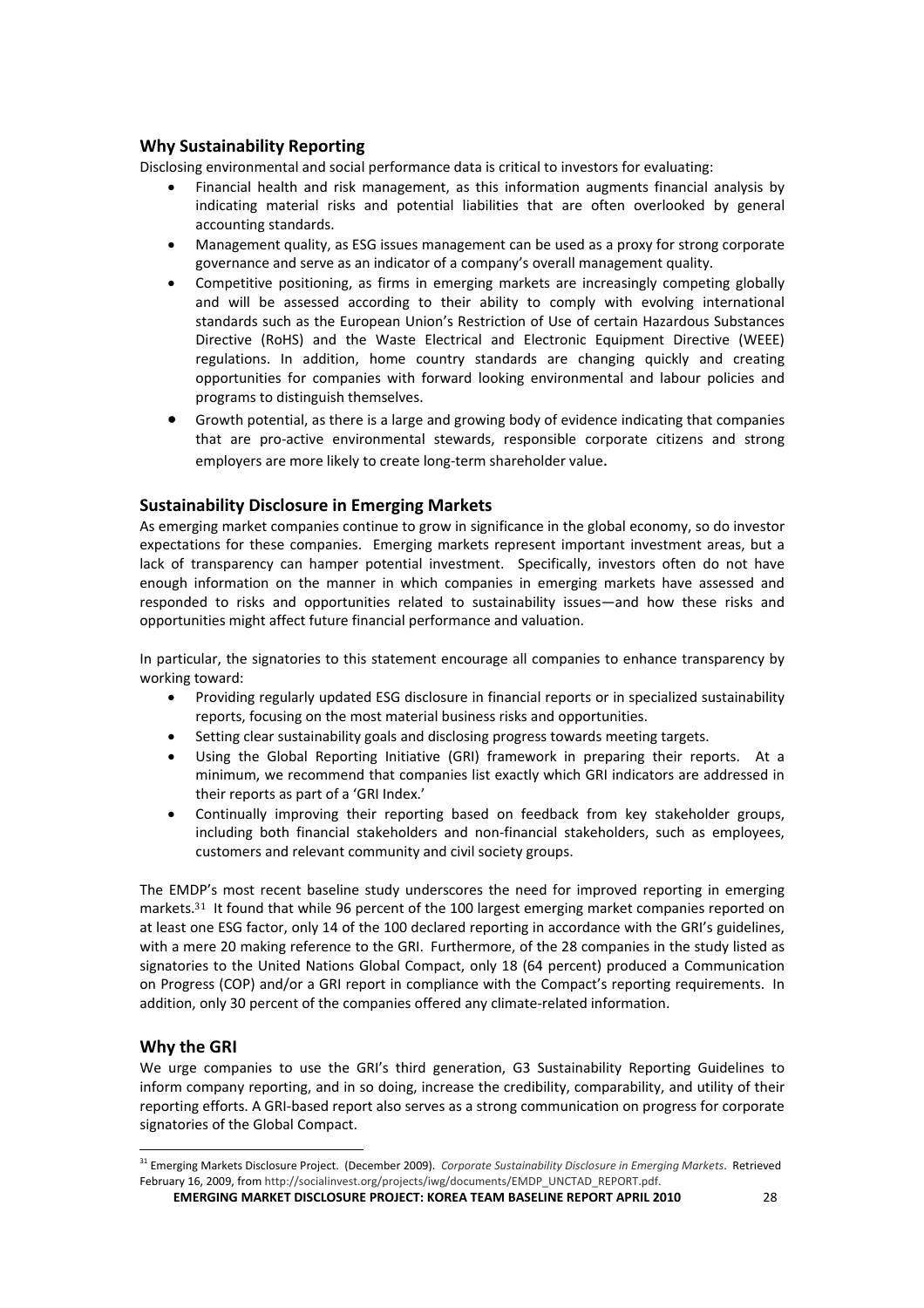## Why Sustainability Reporting

Disclosing environmental and social performance data is critical to investors for evaluating:

- Financial health and risk management, as this information augments financial analysis by indicating material risks and potential liabilities that are often overlooked by general accounting standards.
- Management quality, as ESG issues management can be used as a proxy for strong corporate governance and serve as an indicator of a company's overall management quality.
- Competitive positioning, as firms in emerging markets are increasingly competing globally and will be assessed according to their ability to comply with evolving international standards such as the European Union's Restriction of Use of certain Hazardous Substances Directive (RoHS) and the Waste Electrical and Electronic Equipment Directive (WEEE) regulations. In addition, home country standards are changing quickly and creating opportunities for companies with forward looking environmental and labour policies and programs to distinguish themselves.
- Growth potential, as there is a large and growing body of evidence indicating that companies that are pro-active environmental stewards, responsible corporate citizens and strong employers are more likely to create long-term shareholder value.

## Sustainability Disclosure in Emerging Markets

As emerging market companies continue to grow in significance in the global economy, so do investor expectations for these companies. Emerging markets represent important investment areas, but a lack of transparency can hamper potential investment. Specifically, investors often do not have enough information on the manner in which companies in emerging markets have assessed and responded to risks and opportunities related to sustainability issues—and how these risks and opportunities might affect future financial performance and valuation.

In particular, the signatories to this statement encourage all companies to enhance transparency by working toward:

- Providing regularly updated ESG disclosure in financial reports or in specialized sustainability reports, focusing on the most material business risks and opportunities.
- Setting clear sustainability goals and disclosing progress towards meeting targets.
- Using the Global Reporting Initiative (GRI) framework in preparing their reports. At a minimum, we recommend that companies list exactly which GRI indicators are addressed in their reports as part of a 'GRI Index.'
- Continually improving their reporting based on feedback from key stakeholder groups, including both financial stakeholders and non-financial stakeholders, such as employees, customers and relevant community and civil society groups.

The EMDP's most recent baseline study underscores the need for improved reporting in emerging markets.[31] It found that while 96 percent of the 100 largest emerging market companies reported on at least one ESG factor, only 14 of the 100 declared reporting in accordance with the GRI's guidelines, with a mere 20 making reference to the GRI. Furthermore, of the 28 companies in the study listed as signatories to the United Nations Global Compact, only 18 (64 percent) produced a Communication on Progress (COP) and/or a GRI report in compliance with the Compact's reporting requirements. In addition, only 30 percent of the companies offered any climate-related information.

## Why the GRI

We urge companies to use the GRI's third generation, G3 Sustainability Reporting Guidelines to inform company reporting, and in so doing, increase the credibility, comparability, and utility of their reporting efforts. A GRI-based report also serves as a strong communication on progress for corporate signatories of the Global Compact.

---

[31] Emerging Markets Disclosure Project. (December 2009). *Corporate Sustainability Disclosure in Emerging Markets*. Retrieved February 16, 2009, from http://socialinvest.org/projects/iwg/documents/EMDP_UNCTAD_REPORT.pdf.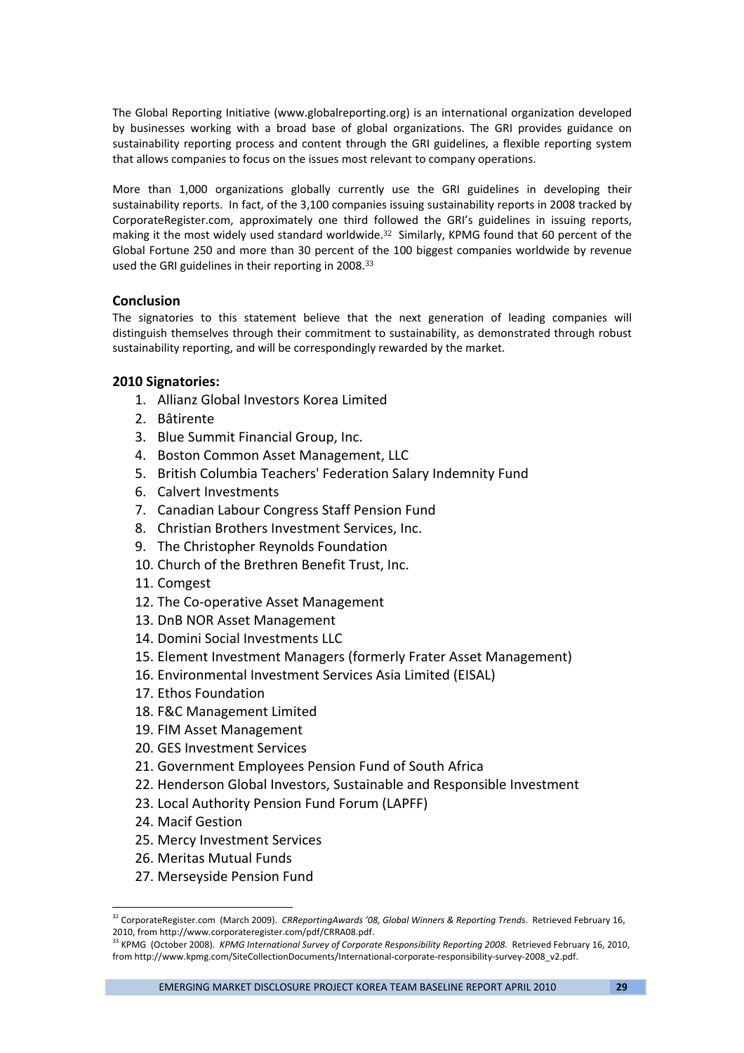The Global Reporting Initiative (www.globalreporting.org) is an international organization developed by businesses working with a broad base of global organizations. The GRI provides guidance on sustainability reporting process and content through the GRI guidelines, a flexible reporting system that allows companies to focus on the issues most relevant to company operations.

More than 1,000 organizations globally currently use the GRI guidelines in developing their sustainability reports. In fact, of the 3,100 companies issuing sustainability reports in 2008 tracked by CorporateRegister.com, approximately one third followed the GRI's guidelines in issuing reports, making it the most widely used standard worldwide.[32] Similarly, KPMG found that 60 percent of the Global Fortune 250 and more than 30 percent of the 100 biggest companies worldwide by revenue used the GRI guidelines in their reporting in 2008.[33]

### Conclusion

The signatories to this statement believe that the next generation of leading companies will distinguish themselves through their commitment to sustainability, as demonstrated through robust sustainability reporting, and will be correspondingly rewarded by the market.

### 2010 Signatories:

1. Allianz Global Investors Korea Limited
2. Bâtirente
3. Blue Summit Financial Group, Inc.
4. Boston Common Asset Management, LLC
5. British Columbia Teachers' Federation Salary Indemnity Fund
6. Calvert Investments
7. Canadian Labour Congress Staff Pension Fund
8. Christian Brothers Investment Services, Inc.
9. The Christopher Reynolds Foundation
10. Church of the Brethren Benefit Trust, Inc.
11. Comgest
12. The Co-operative Asset Management
13. DnB NOR Asset Management
14. Domini Social Investments LLC
15. Element Investment Managers (formerly Frater Asset Management)
16. Environmental Investment Services Asia Limited (EISAL)
17. Ethos Foundation
18. F&C Management Limited
19. FIM Asset Management
20. GES Investment Services
21. Government Employees Pension Fund of South Africa
22. Henderson Global Investors, Sustainable and Responsible Investment
23. Local Authority Pension Fund Forum (LAPFF)
24. Macif Gestion
25. Mercy Investment Services
26. Meritas Mutual Funds
27. Merseyside Pension Fund

[32] CorporateRegister.com (March 2009). *CRReportingAwards '08, Global Winners & Reporting Trends*. Retrieved February 16, 2010, from http://www.corporateregister.com/pdf/CRRA08.pdf.

[33] KPMG (October 2008). *KPMG International Survey of Corporate Responsibility Reporting 2008*. Retrieved February 16, 2010, from http://www.kpmg.com/SiteCollectionDocuments/International-corporate-responsibility-survey-2008_v2.pdf.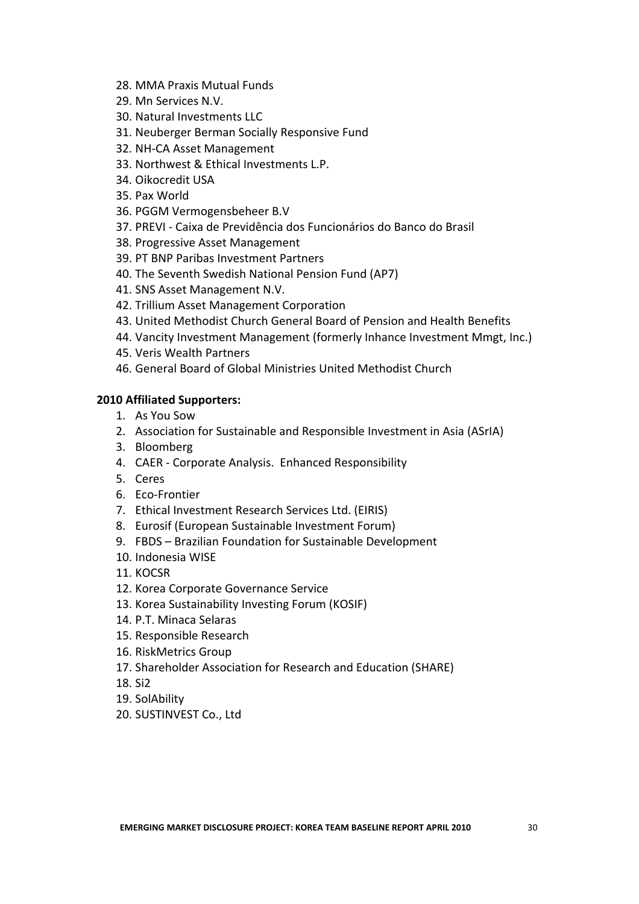28. MMA Praxis Mutual Funds
29. Mn Services N.V.
30. Natural Investments LLC
31. Neuberger Berman Socially Responsive Fund
32. NH-CA Asset Management
33. Northwest & Ethical Investments L.P.
34. Oikocredit USA
35. Pax World
36. PGGM Vermogensbeheer B.V
37. PREVI - Caixa de Previdência dos Funcionários do Banco do Brasil
38. Progressive Asset Management
39. PT BNP Paribas Investment Partners
40. The Seventh Swedish National Pension Fund (AP7)
41. SNS Asset Management N.V.
42. Trillium Asset Management Corporation
43. United Methodist Church General Board of Pension and Health Benefits
44. Vancity Investment Management (formerly Inhance Investment Mmgt, Inc.)
45. Veris Wealth Partners
46. General Board of Global Ministries United Methodist Church

**2010 Affiliated Supporters:**

1. As You Sow
2. Association for Sustainable and Responsible Investment in Asia (ASrIA)
3. Bloomberg
4. CAER - Corporate Analysis. Enhanced Responsibility
5. Ceres
6. Eco-Frontier
7. Ethical Investment Research Services Ltd. (EIRIS)
8. Eurosif (European Sustainable Investment Forum)
9. FBDS – Brazilian Foundation for Sustainable Development
10. Indonesia WISE
11. KOCSR
12. Korea Corporate Governance Service
13. Korea Sustainability Investing Forum (KOSIF)
14. P.T. Minaca Selaras
15. Responsible Research
16. RiskMetrics Group
17. Shareholder Association for Research and Education (SHARE)
18. Si2
19. SolAbility
20. SUSTINVEST Co., Ltd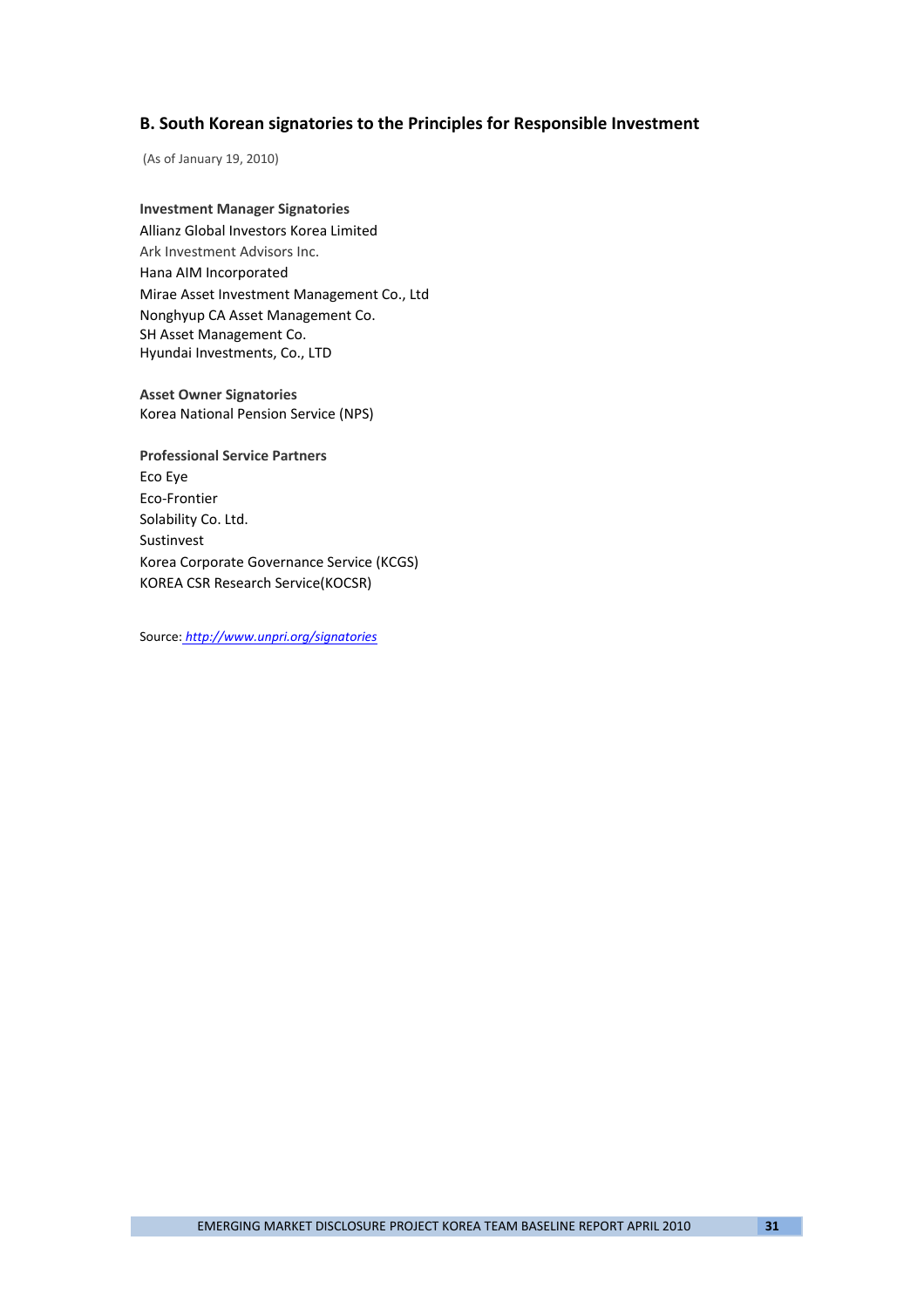## B. South Korean signatories to the Principles for Responsible Investment

(As of January 19, 2010)

**Investment Manager Signatories**

Allianz Global Investors Korea Limited
Ark Investment Advisors Inc.
Hana AIM Incorporated
Mirae Asset Investment Management Co., Ltd
Nonghyup CA Asset Management Co.
SH Asset Management Co.
Hyundai Investments, Co., LTD

**Asset Owner Signatories**

Korea National Pension Service (NPS)

**Professional Service Partners**

Eco Eye
Eco-Frontier
Solability Co. Ltd.
Sustinvest
Korea Corporate Governance Service (KCGS)
KOREA CSR Research Service(KOCSR)

Source: *http://www.unpri.org/signatories*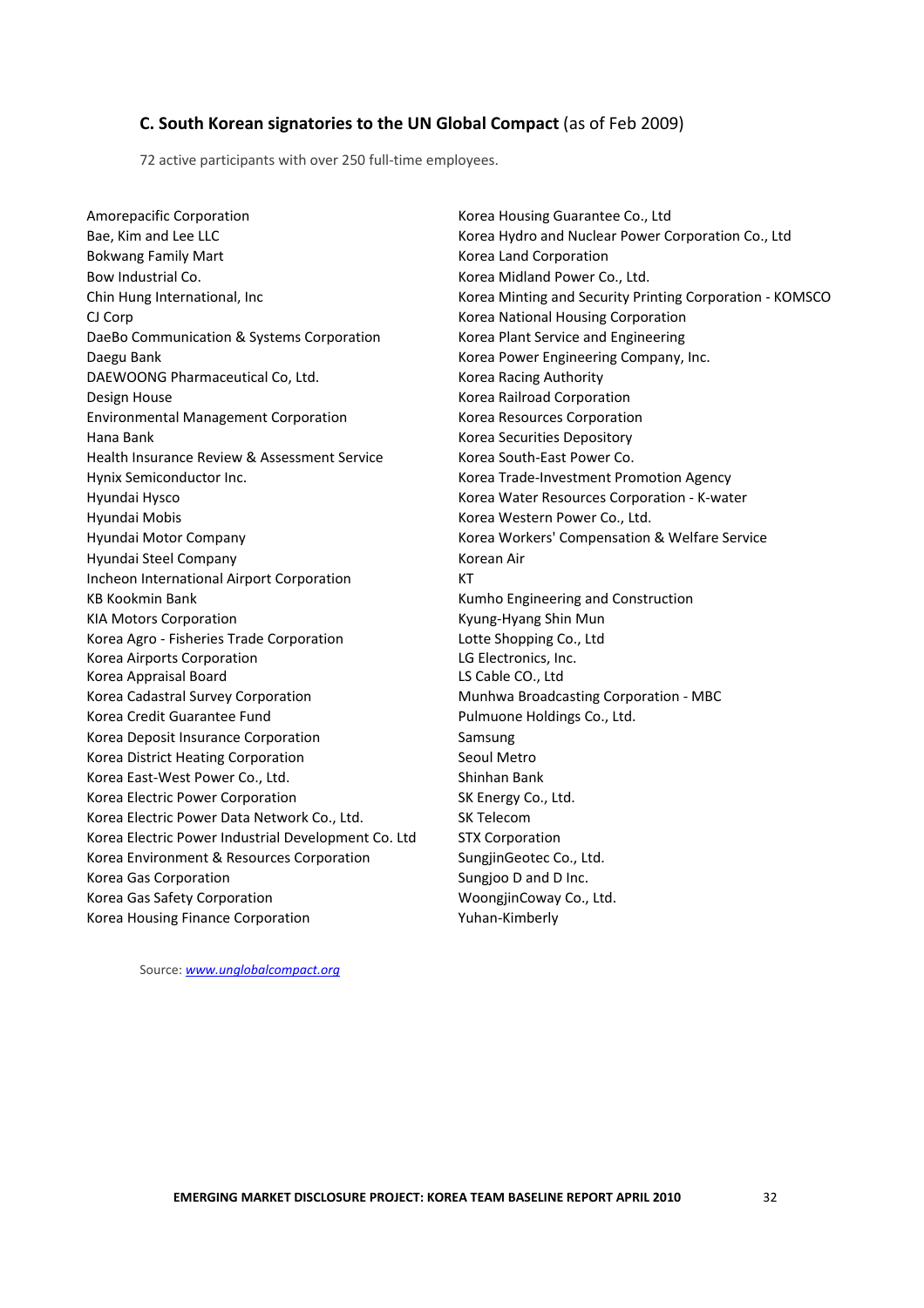### **C. South Korean signatories to the UN Global Compact** (as of Feb 2009)

72 active participants with over 250 full-time employees.

Amorepacific Corporation
Bae, Kim and Lee LLC
Bokwang Family Mart
Bow Industrial Co.
Chin Hung International, Inc
CJ Corp
DaeBo Communication & Systems Corporation
Daegu Bank
DAEWOONG Pharmaceutical Co, Ltd.
Design House
Environmental Management Corporation
Hana Bank
Health Insurance Review & Assessment Service
Hynix Semiconductor Inc.
Hyundai Hysco
Hyundai Mobis
Hyundai Motor Company
Hyundai Steel Company
Incheon International Airport Corporation
KB Kookmin Bank
KIA Motors Corporation
Korea Agro - Fisheries Trade Corporation
Korea Airports Corporation
Korea Appraisal Board
Korea Cadastral Survey Corporation
Korea Credit Guarantee Fund
Korea Deposit Insurance Corporation
Korea District Heating Corporation
Korea East-West Power Co., Ltd.
Korea Electric Power Corporation
Korea Electric Power Data Network Co., Ltd.
Korea Electric Power Industrial Development Co. Ltd
Korea Environment & Resources Corporation
Korea Gas Corporation
Korea Gas Safety Corporation
Korea Housing Finance Corporation
Korea Housing Guarantee Co., Ltd
Korea Hydro and Nuclear Power Corporation Co., Ltd
Korea Land Corporation
Korea Midland Power Co., Ltd.
Korea Minting and Security Printing Corporation - KOMSCO
Korea National Housing Corporation
Korea Plant Service and Engineering
Korea Power Engineering Company, Inc.
Korea Racing Authority
Korea Railroad Corporation
Korea Resources Corporation
Korea Securities Depository
Korea South-East Power Co.
Korea Trade-Investment Promotion Agency
Korea Water Resources Corporation - K-water
Korea Western Power Co., Ltd.
Korea Workers' Compensation & Welfare Service
Korean Air
KT
Kumho Engineering and Construction
Kyung-Hyang Shin Mun
Lotte Shopping Co., Ltd
LG Electronics, Inc.
LS Cable CO., Ltd
Munhwa Broadcasting Corporation - MBC
Pulmuone Holdings Co., Ltd.
Samsung
Seoul Metro
Shinhan Bank
SK Energy Co., Ltd.
SK Telecom
STX Corporation
SungjinGeotec Co., Ltd.
Sungjoo D and D Inc.
WoongjinCoway Co., Ltd.
Yuhan-Kimberly

Source: *www.unglobalcompact.org*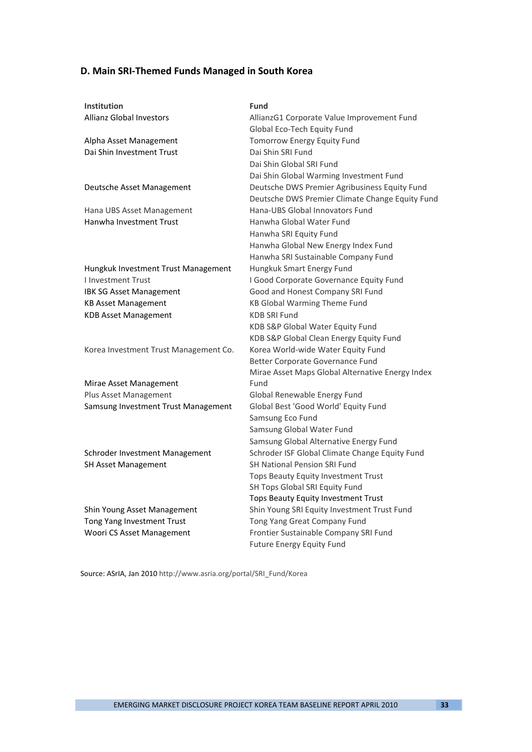### D. Main SRI-Themed Funds Managed in South Korea

| Institution | Fund |
|---|---|
| Allianz Global Investors | AllianzG1 Corporate Value Improvement Fund |
| | Global Eco-Tech Equity Fund |
| Alpha Asset Management | Tomorrow Energy Equity Fund |
| Dai Shin Investment Trust | Dai Shin SRI Fund |
| | Dai Shin Global SRI Fund |
| | Dai Shin Global Warming Investment Fund |
| Deutsche Asset Management | Deutsche DWS Premier Agribusiness Equity Fund |
| | Deutsche DWS Premier Climate Change Equity Fund |
| Hana UBS Asset Management | Hana-UBS Global Innovators Fund |
| Hanwha Investment Trust | Hanwha Global Water Fund |
| | Hanwha SRI Equity Fund |
| | Hanwha Global New Energy Index Fund |
| | Hanwha SRI Sustainable Company Fund |
| Hungkuk Investment Trust Management | Hungkuk Smart Energy Fund |
| I Investment Trust | I Good Corporate Governance Equity Fund |
| IBK SG Asset Management | Good and Honest Company SRI Fund |
| KB Asset Management | KB Global Warming Theme Fund |
| KDB Asset Management | KDB SRI Fund |
| | KDB S&P Global Water Equity Fund |
| | KDB S&P Global Clean Energy Equity Fund |
| Korea Investment Trust Management Co. | Korea World-wide Water Equity Fund |
| | Better Corporate Governance Fund |
| Mirae Asset Management | Mirae Asset Maps Global Alternative Energy Index Fund |
| Plus Asset Management | Global Renewable Energy Fund |
| Samsung Investment Trust Management | Global Best 'Good World' Equity Fund |
| | Samsung Eco Fund |
| | Samsung Global Water Fund |
| | Samsung Global Alternative Energy Fund |
| Schroder Investment Management | Schroder ISF Global Climate Change Equity Fund |
| SH Asset Management | SH National Pension SRI Fund |
| | Tops Beauty Equity Investment Trust |
| | SH Tops Global SRI Equity Fund |
| | Tops Beauty Equity Investment Trust |
| Shin Young Asset Management | Shin Young SRI Equity Investment Trust Fund |
| Tong Yang Investment Trust | Tong Yang Great Company Fund |
| Woori CS Asset Management | Frontier Sustainable Company SRI Fund |
| | Future Energy Equity Fund |

Source: ASrIA, Jan 2010 http://www.asria.org/portal/SRI_Fund/Korea